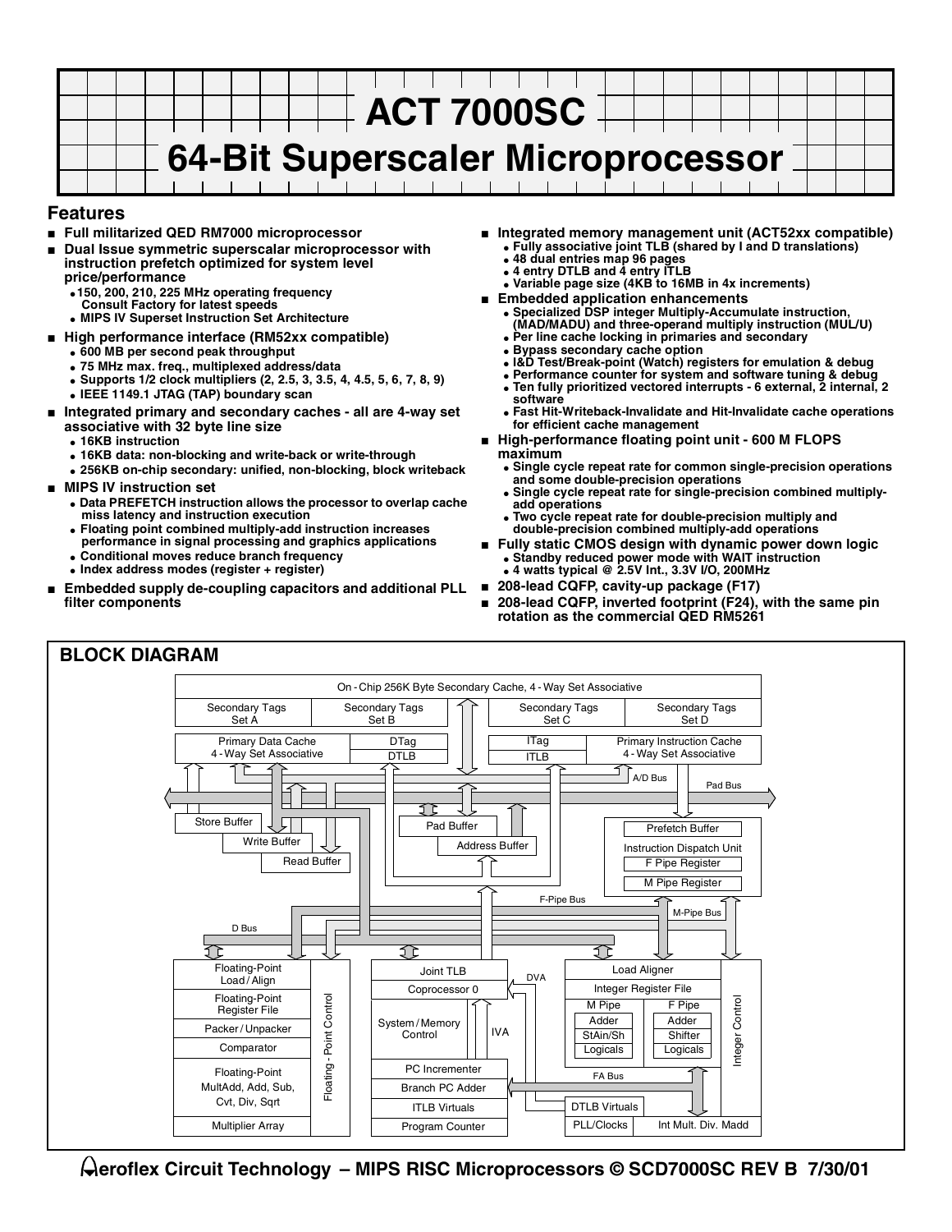# ACT 7000SC

# 64-Bit Superscaler Microprocessor

## Features

- **Full militarized QED RM7000 microprocessor**
- **Dual Issue symmetric superscalar microprocessor with instruction prefetch optimized for system level price/performance**
  - **150, 200, 210, 225 MHz operating frequency Consult Factory for latest speeds**
  - **MIPS IV Superset Instruction Set Architecture**
- **High performance interface (RM52xx compatible)**
  - **600 MB per second peak throughput**
  - **75 MHz max. freq., multiplexed address/data**
  - **Supports 1/2 clock multipliers (2, 2.5, 3, 3.5, 4, 4.5, 5, 6, 7, 8, 9)**
  - **IEEE 1149.1 JTAG (TAP) boundary scan**
- **Integrated primary and secondary caches - all are 4-way set associative with 32 byte line size**
  - **16KB instruction**
  - **16KB data: non-blocking and write-back or write-through**
  - **256KB on-chip secondary: unified, non-blocking, block writeback**
- **MIPS IV instruction set**
  - **Data PREFETCH instruction allows the processor to overlap cache miss latency and instruction execution**
  - **Floating point combined multiply-add instruction increases performance in signal processing and graphics applications**
  - **Conditional moves reduce branch frequency**
  - **Index address modes (register + register)**
- **Embedded supply de-coupling capacitors and additional PLL filter components**
- **Integrated memory management unit (ACT52xx compatible)**
  - **Fully associative joint TLB (shared by I and D translations)**
  - **48 dual entries map 96 pages**
  - **4 entry DTLB and 4 entry ITLB**
  - **Variable page size (4KB to 16MB in 4x increments)**
- **Embedded application enhancements**
  - **Specialized DSP integer Multiply-Accumulate instruction, (MAD/MADU) and three-operand multiply instruction (MUL/U)**
  - **Per line cache locking in primaries and secondary**
  - **Bypass secondary cache option**
  - **I&D Test/Break-point (Watch) registers for emulation & debug**
  - **Performance counter for system and software tuning & debug**
  - **Ten fully prioritized vectored interrupts - 6 external, 2 internal, 2 software**
  - **Fast Hit-Writeback-Invalidate and Hit-Invalidate cache operations for efficient cache management**
- **High-performance floating point unit - 600 M FLOPS maximum**
  - **Single cycle repeat rate for common single-precision operations and some double-precision operations**
  - **Single cycle repeat rate for single-precision combined multiply-add operations**
  - **Two cycle repeat rate for double-precision multiply and double-precision combined multiply-add operations**
- **Fully static CMOS design with dynamic power down logic**
  - **Standby reduced power mode with WAIT instruction**
  - **4 watts typical @ 2.5V Int., 3.3V I/O, 200MHz**
- **208-lead CQFP, cavity-up package (F17)**
- **208-lead CQFP, inverted footprint (F24), with the same pin rotation as the commercial QED RM5261**

## BLOCK DIAGRAM

On - Chip 256K Byte Secondary Cache, 4 - Way Set Associative

Secondary Tags Set A | Secondary Tags Set B | Secondary Tags Set C | Secondary Tags Set D

Primary Data Cache 4 - Way Set Associative | DTag | DTLB | ITag | ITLB | Primary Instruction Cache 4 - Way Set Associative

A/D Bus | Pad Bus

Store Buffer | Write Buffer | Read Buffer | Pad Buffer | Address Buffer

Prefetch Buffer | Instruction Dispatch Unit | F Pipe Register | M Pipe Register

F-Pipe Bus | M-Pipe Bus | D Bus

Floating-Point Load/Align | Floating-Point Register File | Packer/Unpacker | Comparator | Floating-Point MultAdd, Add, Sub, Cvt, Div, Sqrt | Multiplier Array | Floating - Point Control

Joint TLB | Coprocessor 0 | System/Memory Control | IVA | DVA | PC Incrementer | Branch PC Adder | ITLB Virtuals | Program Counter

Load Aligner | Integer Register File | M Pipe: Adder, StAin/Sh, Logicals | F Pipe: Adder, Shifter, Logicals | FA Bus | DTLB Virtuals | PLL/Clocks | Int Mult. Div. Madd | Integer Control

Aeroflex Circuit Technology – MIPS RISC Microprocessors © SCD7000SC REV B 7/30/01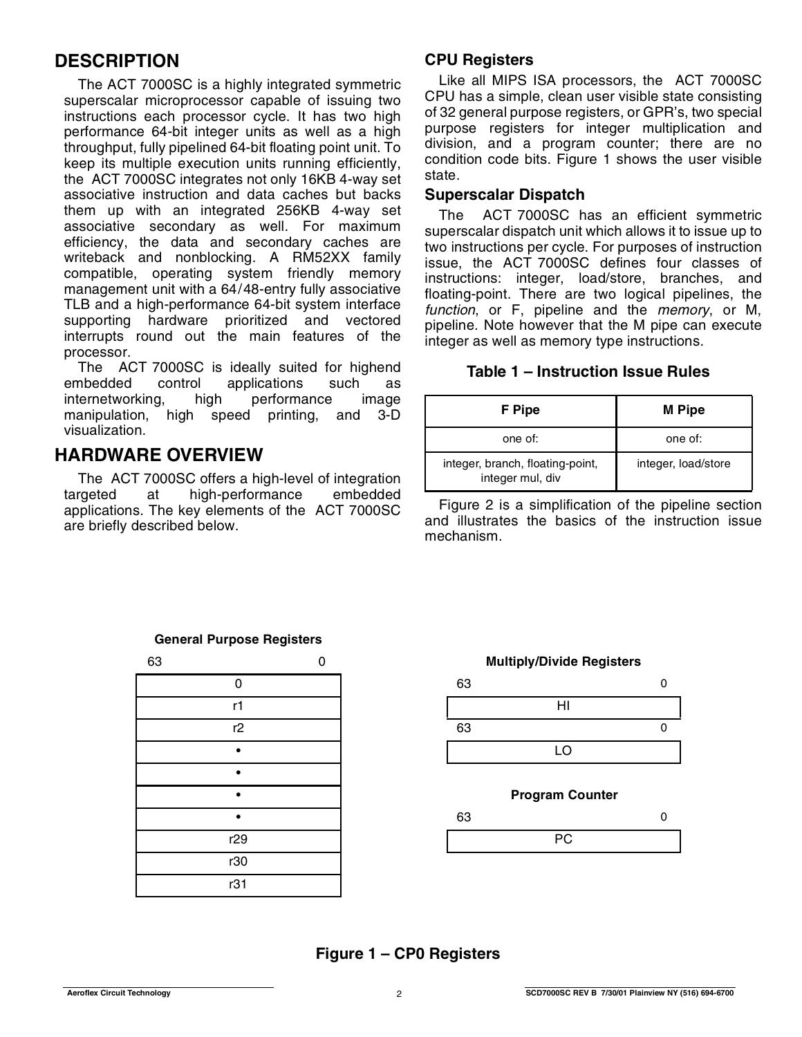## DESCRIPTION

The ACT 7000SC is a highly integrated symmetric superscalar microprocessor capable of issuing two instructions each processor cycle. It has two high performance 64-bit integer units as well as a high throughput, fully pipelined 64-bit floating point unit. To keep its multiple execution units running efficiently, the ACT 7000SC integrates not only 16KB 4-way set associative instruction and data caches but backs them up with an integrated 256KB 4-way set associative secondary as well. For maximum efficiency, the data and secondary caches are writeback and nonblocking. A RM52XX family compatible, operating system friendly memory management unit with a 64/48-entry fully associative TLB and a high-performance 64-bit system interface supporting hardware prioritized and vectored interrupts round out the main features of the processor.

The ACT 7000SC is ideally suited for highend embedded control applications such as internetworking, high performance image manipulation, high speed printing, and 3-D visualization.

## HARDWARE OVERVIEW

The ACT 7000SC offers a high-level of integration targeted at high-performance embedded applications. The key elements of the ACT 7000SC are briefly described below.

### CPU Registers

Like all MIPS ISA processors, the ACT 7000SC CPU has a simple, clean user visible state consisting of 32 general purpose registers, or GPR's, two special purpose registers for integer multiplication and division, and a program counter; there are no condition code bits. Figure 1 shows the user visible state.

### Superscalar Dispatch

The ACT 7000SC has an efficient symmetric superscalar dispatch unit which allows it to issue up to two instructions per cycle. For purposes of instruction issue, the ACT 7000SC defines four classes of instructions: integer, load/store, branches, and floating-point. There are two logical pipelines, the *function*, or F, pipeline and the *memory*, or M, pipeline. Note however that the M pipe can execute integer as well as memory type instructions.

**Table 1 – Instruction Issue Rules**

| F Pipe | M Pipe |
|---|---|
| one of: | one of: |
| integer, branch, floating-point, integer mul, div | integer, load/store |

Figure 2 is a simplification of the pipeline section and illustrates the basics of the instruction issue mechanism.

**General Purpose Registers**

| 63 &nbsp;&nbsp;&nbsp;&nbsp;&nbsp;&nbsp;&nbsp;&nbsp;&nbsp;&nbsp; 0 |
|---|
| 0 |
| r1 |
| r2 |
| • |
| • |
| • |
| • |
| r29 |
| r30 |
| r31 |

**Multiply/Divide Registers**

| 63 &nbsp;&nbsp;&nbsp;&nbsp;&nbsp;&nbsp;&nbsp;&nbsp;&nbsp;&nbsp; 0 |
|---|
| HI |

| 63 &nbsp;&nbsp;&nbsp;&nbsp;&nbsp;&nbsp;&nbsp;&nbsp;&nbsp;&nbsp; 0 |
|---|
| LO |

**Program Counter**

| 63 &nbsp;&nbsp;&nbsp;&nbsp;&nbsp;&nbsp;&nbsp;&nbsp;&nbsp;&nbsp; 0 |
|---|
| PC |

**Figure 1 – CP0 Registers**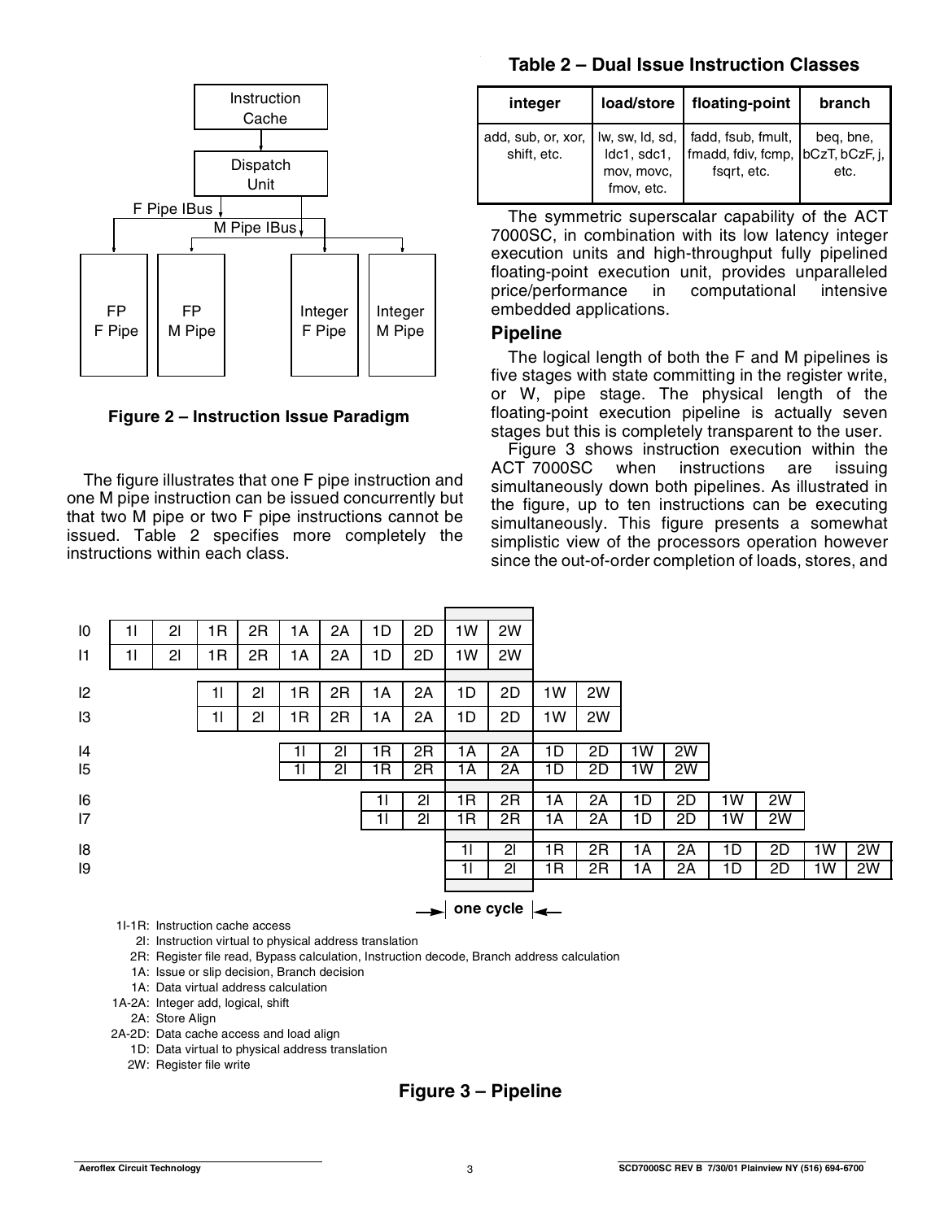Figure 2 – Instruction Issue Paradigm

The figure illustrates that one F pipe instruction and one M pipe instruction can be issued concurrently but that two M pipe or two F pipe instructions cannot be issued. Table 2 specifies more completely the instructions within each class.

**Table 2 – Dual Issue Instruction Classes**

| integer | load/store | floating-point | branch |
|---|---|---|---|
| add, sub, or, xor, shift, etc. | lw, sw, ld, sd, ldc1, sdc1, mov, movc, fmov, etc. | fadd, fsub, fmult, fmadd, fdiv, fcmp, fsqrt, etc. | beq, bne, bCzT, bCzF, j, etc. |

The symmetric superscalar capability of the ACT 7000SC, in combination with its low latency integer execution units and high-throughput fully pipelined floating-point execution unit, provides unparalleled price/performance in computational intensive embedded applications.

## Pipeline

The logical length of both the F and M pipelines is five stages with state committing in the register write, or W, pipe stage. The physical length of the floating-point execution pipeline is actually seven stages but this is completely transparent to the user.

Figure 3 shows instruction execution within the ACT 7000SC when instructions are issuing simultaneously down both pipelines. As illustrated in the figure, up to ten instructions can be executing simultaneously. This figure presents a somewhat simplistic view of the processors operation however since the out-of-order completion of loads, stores, and

| | | | | | | | | | | | | | | | | | | |
|---|---|---|---|---|---|---|---|---|---|---|---|---|---|---|---|---|---|---|
| I0 | 1I | 2I | 1R | 2R | 1A | 2A | 1D | 2D | 1W | 2W | | | | | | | | |
| I1 | 1I | 2I | 1R | 2R | 1A | 2A | 1D | 2D | 1W | 2W | | | | | | | | |
| I2 | | | 1I | 2I | 1R | 2R | 1A | 2A | 1D | 2D | 1W | 2W | | | | | | |
| I3 | | | 1I | 2I | 1R | 2R | 1A | 2A | 1D | 2D | 1W | 2W | | | | | | |
| I4 | | | | | 1I | 2I | 1R | 2R | 1A | 2A | 1D | 2D | 1W | 2W | | | | |
| I5 | | | | | 1I | 2I | 1R | 2R | 1A | 2A | 1D | 2D | 1W | 2W | | | | |
| I6 | | | | | | | 1I | 2I | 1R | 2R | 1A | 2A | 1D | 2D | 1W | 2W | | |
| I7 | | | | | | | 1I | 2I | 1R | 2R | 1A | 2A | 1D | 2D | 1W | 2W | | |
| I8 | | | | | | | | | 1I | 2I | 1R | 2R | 1A | 2A | 1D | 2D | 1W | 2W |
| I9 | | | | | | | | | 1I | 2I | 1R | 2R | 1A | 2A | 1D | 2D | 1W | 2W |

→ one cycle ←

1I-1R: Instruction cache access
2I: Instruction virtual to physical address translation
2R: Register file read, Bypass calculation, Instruction decode, Branch address calculation
1A: Issue or slip decision, Branch decision
1A: Data virtual address calculation
1A-2A: Integer add, logical, shift
2A: Store Align
2A-2D: Data cache access and load align
1D: Data virtual to physical address translation
2W: Register file write

**Figure 3 – Pipeline**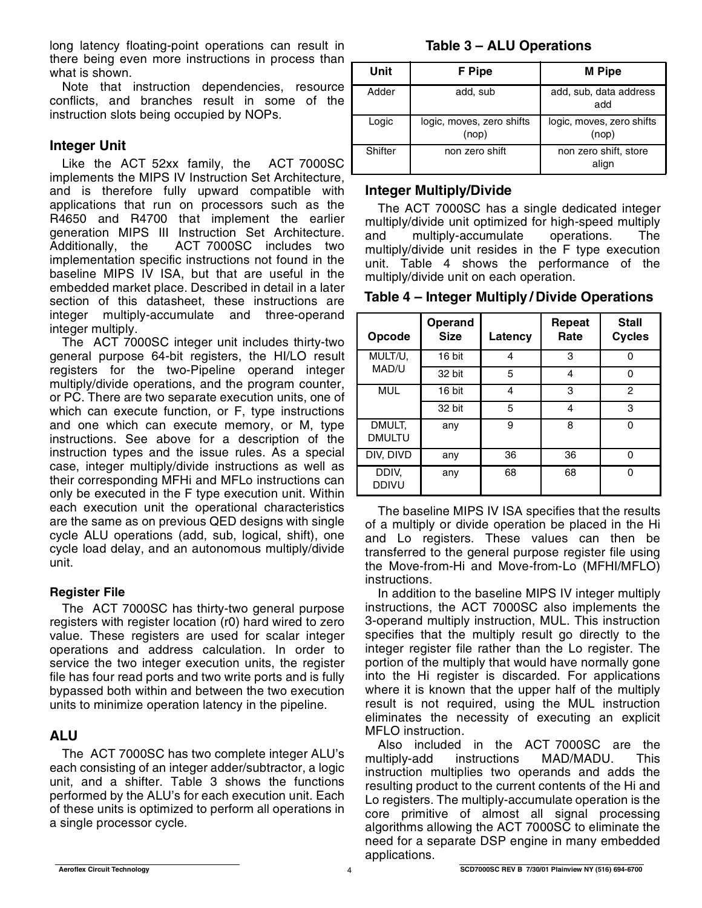long latency floating-point operations can result in there being even more instructions in process than what is shown.

Note that instruction dependencies, resource conflicts, and branches result in some of the instruction slots being occupied by NOPs.

## Integer Unit

Like the ACT 52xx family, the ACT 7000SC implements the MIPS IV Instruction Set Architecture, and is therefore fully upward compatible with applications that run on processors such as the R4650 and R4700 that implement the earlier generation MIPS III Instruction Set Architecture. Additionally, the ACT 7000SC includes two implementation specific instructions not found in the baseline MIPS IV ISA, but that are useful in the embedded market place. Described in detail in a later section of this datasheet, these instructions are integer multiply-accumulate and three-operand integer multiply.

The ACT 7000SC integer unit includes thirty-two general purpose 64-bit registers, the HI/LO result registers for the two-Pipeline operand integer multiply/divide operations, and the program counter, or PC. There are two separate execution units, one of which can execute function, or F, type instructions and one which can execute memory, or M, type instructions. See above for a description of the instruction types and the issue rules. As a special case, integer multiply/divide instructions as well as their corresponding MFHi and MFLo instructions can only be executed in the F type execution unit. Within each execution unit the operational characteristics are the same as on previous QED designs with single cycle ALU operations (add, sub, logical, shift), one cycle load delay, and an autonomous multiply/divide unit.

### Register File

The ACT 7000SC has thirty-two general purpose registers with register location (r0) hard wired to zero value. These registers are used for scalar integer operations and address calculation. In order to service the two integer execution units, the register file has four read ports and two write ports and is fully bypassed both within and between the two execution units to minimize operation latency in the pipeline.

## ALU

The ACT 7000SC has two complete integer ALU's each consisting of an integer adder/subtractor, a logic unit, and a shifter. Table 3 shows the functions performed by the ALU's for each execution unit. Each of these units is optimized to perform all operations in a single processor cycle.

**Table 3 – ALU Operations**

| Unit | F Pipe | M Pipe |
|---|---|---|
| Adder | add, sub | add, sub, data address add |
| Logic | logic, moves, zero shifts (nop) | logic, moves, zero shifts (nop) |
| Shifter | non zero shift | non zero shift, store align |

## Integer Multiply/Divide

The ACT 7000SC has a single dedicated integer multiply/divide unit optimized for high-speed multiply and multiply-accumulate operations. The multiply/divide unit resides in the F type execution unit. Table 4 shows the performance of the multiply/divide unit on each operation.

**Table 4 – Integer Multiply / Divide Operations**

| Opcode | Operand Size | Latency | Repeat Rate | Stall Cycles |
|---|---|---|---|---|
| MULT/U, MAD/U | 16 bit | 4 | 3 | 0 |
| | 32 bit | 5 | 4 | 0 |
| MUL | 16 bit | 4 | 3 | 2 |
| | 32 bit | 5 | 4 | 3 |
| DMULT, DMULTU | any | 9 | 8 | 0 |
| DIV, DIVD | any | 36 | 36 | 0 |
| DDIV, DDIVU | any | 68 | 68 | 0 |

The baseline MIPS IV ISA specifies that the results of a multiply or divide operation be placed in the Hi and Lo registers. These values can then be transferred to the general purpose register file using the Move-from-Hi and Move-from-Lo (MFHI/MFLO) instructions.

In addition to the baseline MIPS IV integer multiply instructions, the ACT 7000SC also implements the 3-operand multiply instruction, MUL. This instruction specifies that the multiply result go directly to the integer register file rather than the Lo register. The portion of the multiply that would have normally gone into the Hi register is discarded. For applications where it is known that the upper half of the multiply result is not required, using the MUL instruction eliminates the necessity of executing an explicit MFLO instruction.

Also included in the ACT 7000SC are the multiply-add instructions MAD/MADU. This instruction multiplies two operands and adds the resulting product to the current contents of the Hi and Lo registers. The multiply-accumulate operation is the core primitive of almost all signal processing algorithms allowing the ACT 7000SC to eliminate the need for a separate DSP engine in many embedded applications.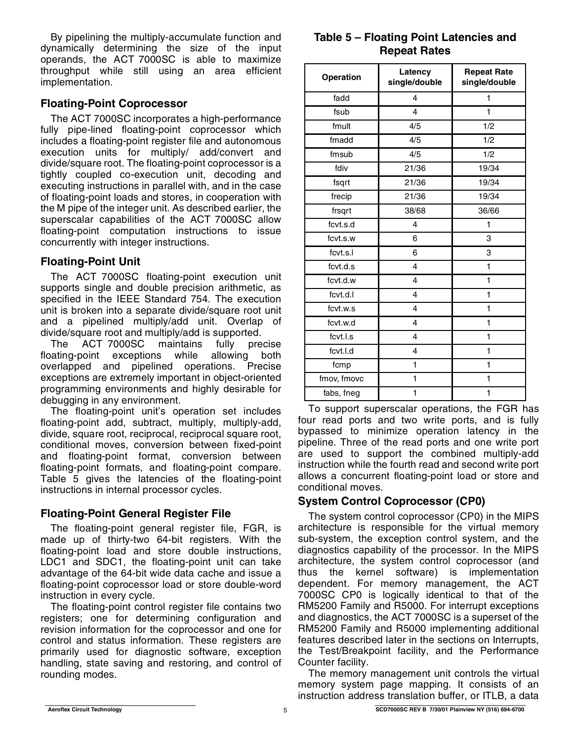By pipelining the multiply-accumulate function and dynamically determining the size of the input operands, the ACT 7000SC is able to maximize throughput while still using an area efficient implementation.

## Floating-Point Coprocessor

The ACT 7000SC incorporates a high-performance fully pipe-lined floating-point coprocessor which includes a floating-point register file and autonomous execution units for multiply/ add/convert and divide/square root. The floating-point coprocessor is a tightly coupled co-execution unit, decoding and executing instructions in parallel with, and in the case of floating-point loads and stores, in cooperation with the M pipe of the integer unit. As described earlier, the superscalar capabilities of the ACT 7000SC allow floating-point computation instructions to issue concurrently with integer instructions.

## Floating-Point Unit

The ACT 7000SC floating-point execution unit supports single and double precision arithmetic, as specified in the IEEE Standard 754. The execution unit is broken into a separate divide/square root unit and a pipelined multiply/add unit. Overlap of divide/square root and multiply/add is supported.

The ACT 7000SC maintains fully precise floating-point exceptions while allowing both overlapped and pipelined operations. Precise exceptions are extremely important in object-oriented programming environments and highly desirable for debugging in any environment.

The floating-point unit's operation set includes floating-point add, subtract, multiply, multiply-add, divide, square root, reciprocal, reciprocal square root, conditional moves, conversion between fixed-point and floating-point format, conversion between floating-point formats, and floating-point compare. Table 5 gives the latencies of the floating-point instructions in internal processor cycles.

## Floating-Point General Register File

The floating-point general register file, FGR, is made up of thirty-two 64-bit registers. With the floating-point load and store double instructions, LDC1 and SDC1, the floating-point unit can take advantage of the 64-bit wide data cache and issue a floating-point coprocessor load or store double-word instruction in every cycle.

The floating-point control register file contains two registers; one for determining configuration and revision information for the coprocessor and one for control and status information. These registers are primarily used for diagnostic software, exception handling, state saving and restoring, and control of rounding modes.

### Table 5 – Floating Point Latencies and Repeat Rates

| Operation | Latency single/double | Repeat Rate single/double |
|---|---|---|
| fadd | 4 | 1 |
| fsub | 4 | 1 |
| fmult | 4/5 | 1/2 |
| fmadd | 4/5 | 1/2 |
| fmsub | 4/5 | 1/2 |
| fdiv | 21/36 | 19/34 |
| fsqrt | 21/36 | 19/34 |
| frecip | 21/36 | 19/34 |
| frsqrt | 38/68 | 36/66 |
| fcvt.s.d | 4 | 1 |
| fcvt.s.w | 6 | 3 |
| fcvt.s.l | 6 | 3 |
| fcvt.d.s | 4 | 1 |
| fcvt.d.w | 4 | 1 |
| fcvt.d.l | 4 | 1 |
| fcvt.w.s | 4 | 1 |
| fcvt.w.d | 4 | 1 |
| fcvt.l.s | 4 | 1 |
| fcvt.l.d | 4 | 1 |
| fcmp | 1 | 1 |
| fmov, fmovc | 1 | 1 |
| fabs, fneg | 1 | 1 |

To support superscalar operations, the FGR has four read ports and two write ports, and is fully bypassed to minimize operation latency in the pipeline. Three of the read ports and one write port are used to support the combined multiply-add instruction while the fourth read and second write port allows a concurrent floating-point load or store and conditional moves.

## System Control Coprocessor (CP0)

The system control coprocessor (CP0) in the MIPS architecture is responsible for the virtual memory sub-system, the exception control system, and the diagnostics capability of the processor. In the MIPS architecture, the system control coprocessor (and thus the kernel software) is implementation dependent. For memory management, the ACT 7000SC CP0 is logically identical to that of the RM5200 Family and R5000. For interrupt exceptions and diagnostics, the ACT 7000SC is a superset of the RM5200 Family and R5000 implementing additional features described later in the sections on Interrupts, the Test/Breakpoint facility, and the Performance Counter facility.

The memory management unit controls the virtual memory system page mapping. It consists of an instruction address translation buffer, or ITLB, a data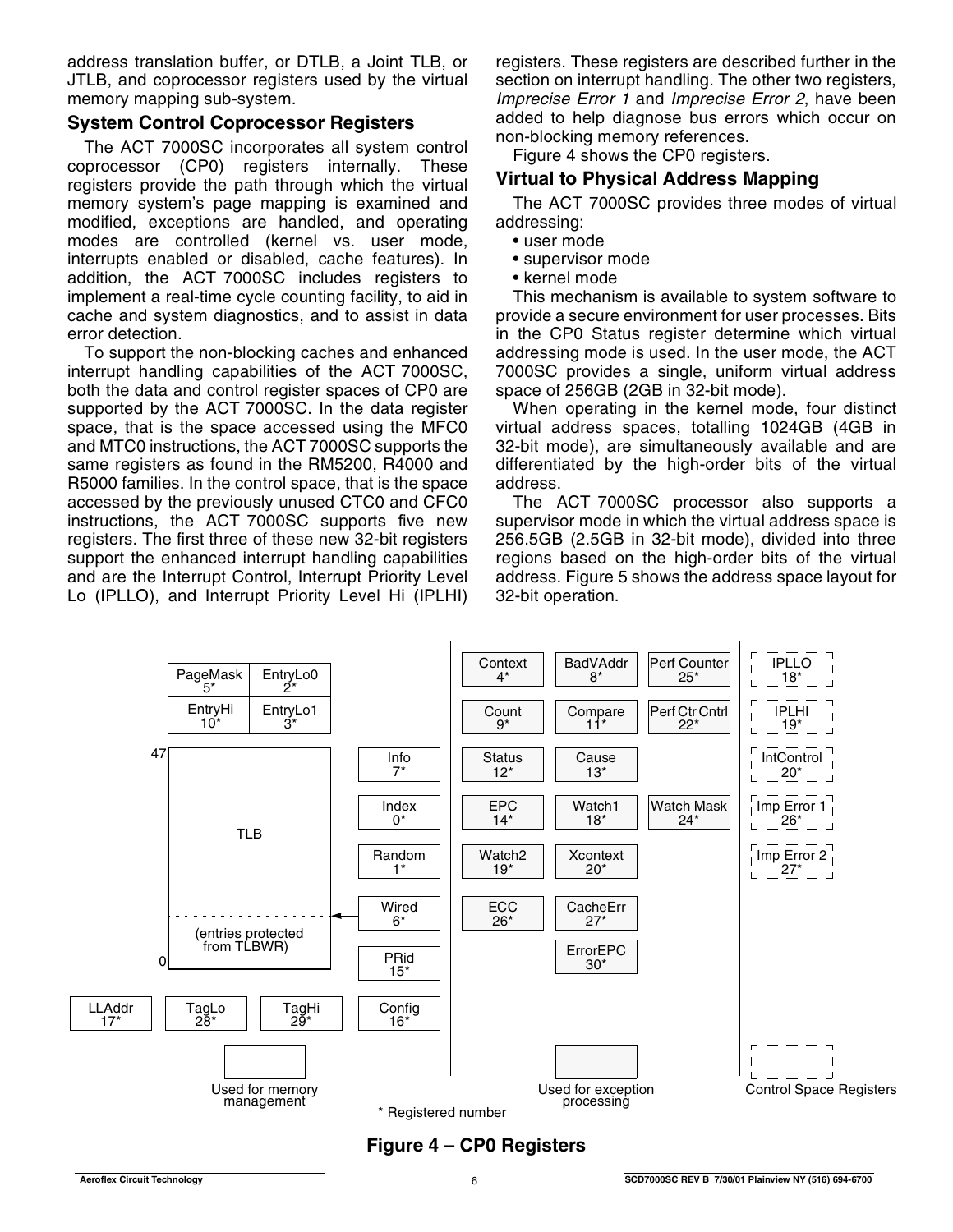address translation buffer, or DTLB, a Joint TLB, or JTLB, and coprocessor registers used by the virtual memory mapping sub-system.

### System Control Coprocessor Registers

The ACT 7000SC incorporates all system control coprocessor (CP0) registers internally. These registers provide the path through which the virtual memory system's page mapping is examined and modified, exceptions are handled, and operating modes are controlled (kernel vs. user mode, interrupts enabled or disabled, cache features). In addition, the ACT 7000SC includes registers to implement a real-time cycle counting facility, to aid in cache and system diagnostics, and to assist in data error detection.

To support the non-blocking caches and enhanced interrupt handling capabilities of the ACT 7000SC, both the data and control register spaces of CP0 are supported by the ACT 7000SC. In the data register space, that is the space accessed using the MFC0 and MTC0 instructions, the ACT 7000SC supports the same registers as found in the RM5200, R4000 and R5000 families. In the control space, that is the space accessed by the previously unused CTC0 and CFC0 instructions, the ACT 7000SC supports five new registers. The first three of these new 32-bit registers support the enhanced interrupt handling capabilities and are the Interrupt Control, Interrupt Priority Level Lo (IPLLO), and Interrupt Priority Level Hi (IPLHI) registers. These registers are described further in the section on interrupt handling. The other two registers, *Imprecise Error 1* and *Imprecise Error 2*, have been added to help diagnose bus errors which occur on non-blocking memory references.

Figure 4 shows the CP0 registers.

### Virtual to Physical Address Mapping

The ACT 7000SC provides three modes of virtual addressing:

- user mode
- supervisor mode
- kernel mode

This mechanism is available to system software to provide a secure environment for user processes. Bits in the CP0 Status register determine which virtual addressing mode is used. In the user mode, the ACT 7000SC provides a single, uniform virtual address space of 256GB (2GB in 32-bit mode).

When operating in the kernel mode, four distinct virtual address spaces, totalling 1024GB (4GB in 32-bit mode), are simultaneously available and are differentiated by the high-order bits of the virtual address.

The ACT 7000SC processor also supports a supervisor mode in which the virtual address space is 256.5GB (2.5GB in 32-bit mode), divided into three regions based on the high-order bits of the virtual address. Figure 5 shows the address space layout for 32-bit operation.

**Used for memory management:** PageMask 5*, EntryLo0 2*, EntryHi 10*, EntryLo1 3*, TLB (entries 0–47; entries protected from TLBWR), Info 7*, Index 0*, Random 1*, Wired 6*, PRid 15*, Config 16*, LLAddr 17*, TagLo 28*, TagHi 29*

**Used for exception processing:** Context 4*, BadVAddr 8*, Perf Counter 25*, Count 9*, Compare 11*, Perf Ctr Cntrl 22*, Status 12*, Cause 13*, EPC 14*, Watch1 18*, Watch Mask 24*, Watch2 19*, Xcontext 20*, ECC 26*, CacheErr 27*, ErrorEPC 30*

**Control Space Registers:** IPLLO 18*, IPLHI 19*, IntControl 20*, Imp Error 1 26*, Imp Error 2 27*

\* Registered number

**Figure 4 – CP0 Registers**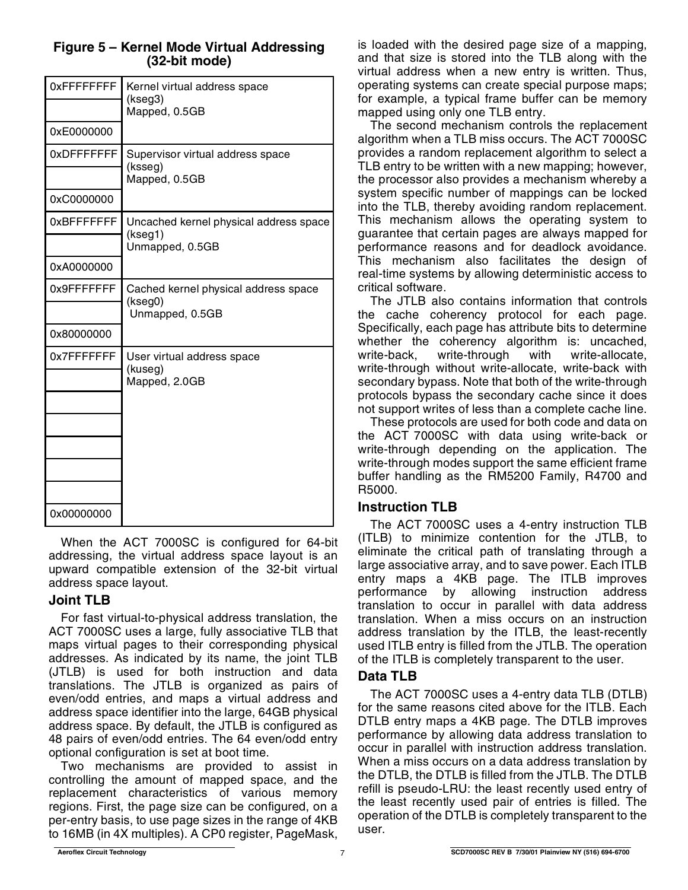**Figure 5 – Kernel Mode Virtual Addressing (32-bit mode)**

| Address | Description |
|---|---|
| 0xFFFFFFFF | Kernel virtual address space (kseg3) Mapped, 0.5GB |
| | |
| 0xE0000000 | |
| 0xDFFFFFFF | Supervisor virtual address space (ksseg) Mapped, 0.5GB |
| | |
| 0xC0000000 | |
| 0xBFFFFFFF | Uncached kernel physical address space (kseg1) Unmapped, 0.5GB |
| | |
| 0xA0000000 | |
| 0x9FFFFFFF | Cached kernel physical address space (kseg0) Unmapped, 0.5GB |
| | |
| 0x80000000 | |
| 0x7FFFFFFF | User virtual address space (kuseg) Mapped, 2.0GB |
| | |
| | |
| | |
| | |
| | |
| | |
| 0x00000000 | |

When the ACT 7000SC is configured for 64-bit addressing, the virtual address space layout is an upward compatible extension of the 32-bit virtual address space layout.

### Joint TLB

For fast virtual-to-physical address translation, the ACT 7000SC uses a large, fully associative TLB that maps virtual pages to their corresponding physical addresses. As indicated by its name, the joint TLB (JTLB) is used for both instruction and data translations. The JTLB is organized as pairs of even/odd entries, and maps a virtual address and address space identifier into the large, 64GB physical address space. By default, the JTLB is configured as 48 pairs of even/odd entries. The 64 even/odd entry optional configuration is set at boot time.

Two mechanisms are provided to assist in controlling the amount of mapped space, and the replacement characteristics of various memory regions. First, the page size can be configured, on a per-entry basis, to use page sizes in the range of 4KB to 16MB (in 4X multiples). A CP0 register, PageMask, is loaded with the desired page size of a mapping, and that size is stored into the TLB along with the virtual address when a new entry is written. Thus, operating systems can create special purpose maps; for example, a typical frame buffer can be memory mapped using only one TLB entry.

The second mechanism controls the replacement algorithm when a TLB miss occurs. The ACT 7000SC provides a random replacement algorithm to select a TLB entry to be written with a new mapping; however, the processor also provides a mechanism whereby a system specific number of mappings can be locked into the TLB, thereby avoiding random replacement. This mechanism allows the operating system to guarantee that certain pages are always mapped for performance reasons and for deadlock avoidance. This mechanism also facilitates the design of real-time systems by allowing deterministic access to critical software.

The JTLB also contains information that controls the cache coherency protocol for each page. Specifically, each page has attribute bits to determine whether the coherency algorithm is: uncached, write-back, write-through with write-allocate, write-through without write-allocate, write-back with secondary bypass. Note that both of the write-through protocols bypass the secondary cache since it does not support writes of less than a complete cache line.

These protocols are used for both code and data on the ACT 7000SC with data using write-back or write-through depending on the application. The write-through modes support the same efficient frame buffer handling as the RM5200 Family, R4700 and R5000.

### Instruction TLB

The ACT 7000SC uses a 4-entry instruction TLB (ITLB) to minimize contention for the JTLB, to eliminate the critical path of translating through a large associative array, and to save power. Each ITLB entry maps a 4KB page. The ITLB improves performance by allowing instruction address translation to occur in parallel with data address translation. When a miss occurs on an instruction address translation by the ITLB, the least-recently used ITLB entry is filled from the JTLB. The operation of the ITLB is completely transparent to the user.

### Data TLB

The ACT 7000SC uses a 4-entry data TLB (DTLB) for the same reasons cited above for the ITLB. Each DTLB entry maps a 4KB page. The DTLB improves performance by allowing data address translation to occur in parallel with instruction address translation. When a miss occurs on a data address translation by the DTLB, the DTLB is filled from the JTLB. The DTLB refill is pseudo-LRU: the least recently used entry of the least recently used pair of entries is filled. The operation of the DTLB is completely transparent to the user.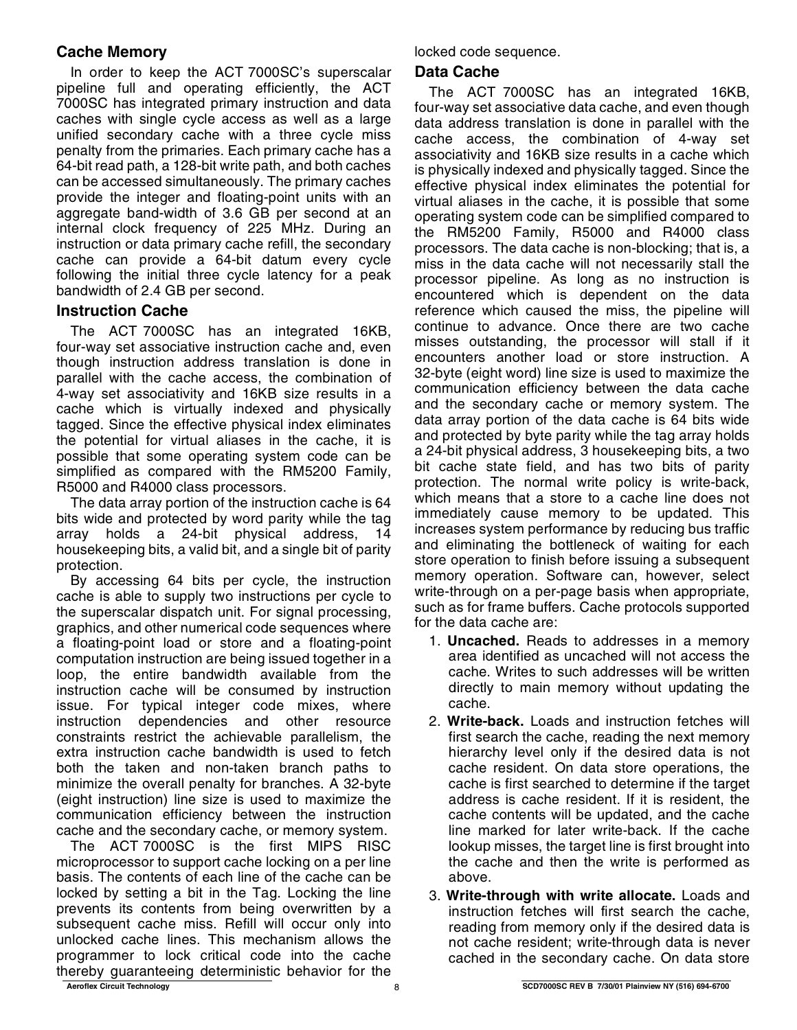## Cache Memory

In order to keep the ACT 7000SC's superscalar pipeline full and operating efficiently, the ACT 7000SC has integrated primary instruction and data caches with single cycle access as well as a large unified secondary cache with a three cycle miss penalty from the primaries. Each primary cache has a 64-bit read path, a 128-bit write path, and both caches can be accessed simultaneously. The primary caches provide the integer and floating-point units with an aggregate band-width of 3.6 GB per second at an internal clock frequency of 225 MHz. During an instruction or data primary cache refill, the secondary cache can provide a 64-bit datum every cycle following the initial three cycle latency for a peak bandwidth of 2.4 GB per second.

## Instruction Cache

The ACT 7000SC has an integrated 16KB, four-way set associative instruction cache and, even though instruction address translation is done in parallel with the cache access, the combination of 4-way set associativity and 16KB size results in a cache which is virtually indexed and physically tagged. Since the effective physical index eliminates the potential for virtual aliases in the cache, it is possible that some operating system code can be simplified as compared with the RM5200 Family, R5000 and R4000 class processors.

The data array portion of the instruction cache is 64 bits wide and protected by word parity while the tag array holds a 24-bit physical address, 14 housekeeping bits, a valid bit, and a single bit of parity protection.

By accessing 64 bits per cycle, the instruction cache is able to supply two instructions per cycle to the superscalar dispatch unit. For signal processing, graphics, and other numerical code sequences where a floating-point load or store and a floating-point computation instruction are being issued together in a loop, the entire bandwidth available from the instruction cache will be consumed by instruction issue. For typical integer code mixes, where instruction dependencies and other resource constraints restrict the achievable parallelism, the extra instruction cache bandwidth is used to fetch both the taken and non-taken branch paths to minimize the overall penalty for branches. A 32-byte (eight instruction) line size is used to maximize the communication efficiency between the instruction cache and the secondary cache, or memory system.

The ACT 7000SC is the first MIPS RISC microprocessor to support cache locking on a per line basis. The contents of each line of the cache can be locked by setting a bit in the Tag. Locking the line prevents its contents from being overwritten by a subsequent cache miss. Refill will occur only into unlocked cache lines. This mechanism allows the programmer to lock critical code into the cache thereby guaranteeing deterministic behavior for the locked code sequence.

## Data Cache

The ACT 7000SC has an integrated 16KB, four-way set associative data cache, and even though data address translation is done in parallel with the cache access, the combination of 4-way set associativity and 16KB size results in a cache which is physically indexed and physically tagged. Since the effective physical index eliminates the potential for virtual aliases in the cache, it is possible that some operating system code can be simplified compared to the RM5200 Family, R5000 and R4000 class processors. The data cache is non-blocking; that is, a miss in the data cache will not necessarily stall the processor pipeline. As long as no instruction is encountered which is dependent on the data reference which caused the miss, the pipeline will continue to advance. Once there are two cache misses outstanding, the processor will stall if it encounters another load or store instruction. A 32-byte (eight word) line size is used to maximize the communication efficiency between the data cache and the secondary cache or memory system. The data array portion of the data cache is 64 bits wide and protected by byte parity while the tag array holds a 24-bit physical address, 3 housekeeping bits, a two bit cache state field, and has two bits of parity protection. The normal write policy is write-back, which means that a store to a cache line does not immediately cause memory to be updated. This increases system performance by reducing bus traffic and eliminating the bottleneck of waiting for each store operation to finish before issuing a subsequent memory operation. Software can, however, select write-through on a per-page basis when appropriate, such as for frame buffers. Cache protocols supported for the data cache are:

1. **Uncached.** Reads to addresses in a memory area identified as uncached will not access the cache. Writes to such addresses will be written directly to main memory without updating the cache.
2. **Write-back.** Loads and instruction fetches will first search the cache, reading the next memory hierarchy level only if the desired data is not cache resident. On data store operations, the cache is first searched to determine if the target address is cache resident. If it is resident, the cache contents will be updated, and the cache line marked for later write-back. If the cache lookup misses, the target line is first brought into the cache and then the write is performed as above.
3. **Write-through with write allocate.** Loads and instruction fetches will first search the cache, reading from memory only if the desired data is not cache resident; write-through data is never cached in the secondary cache. On data store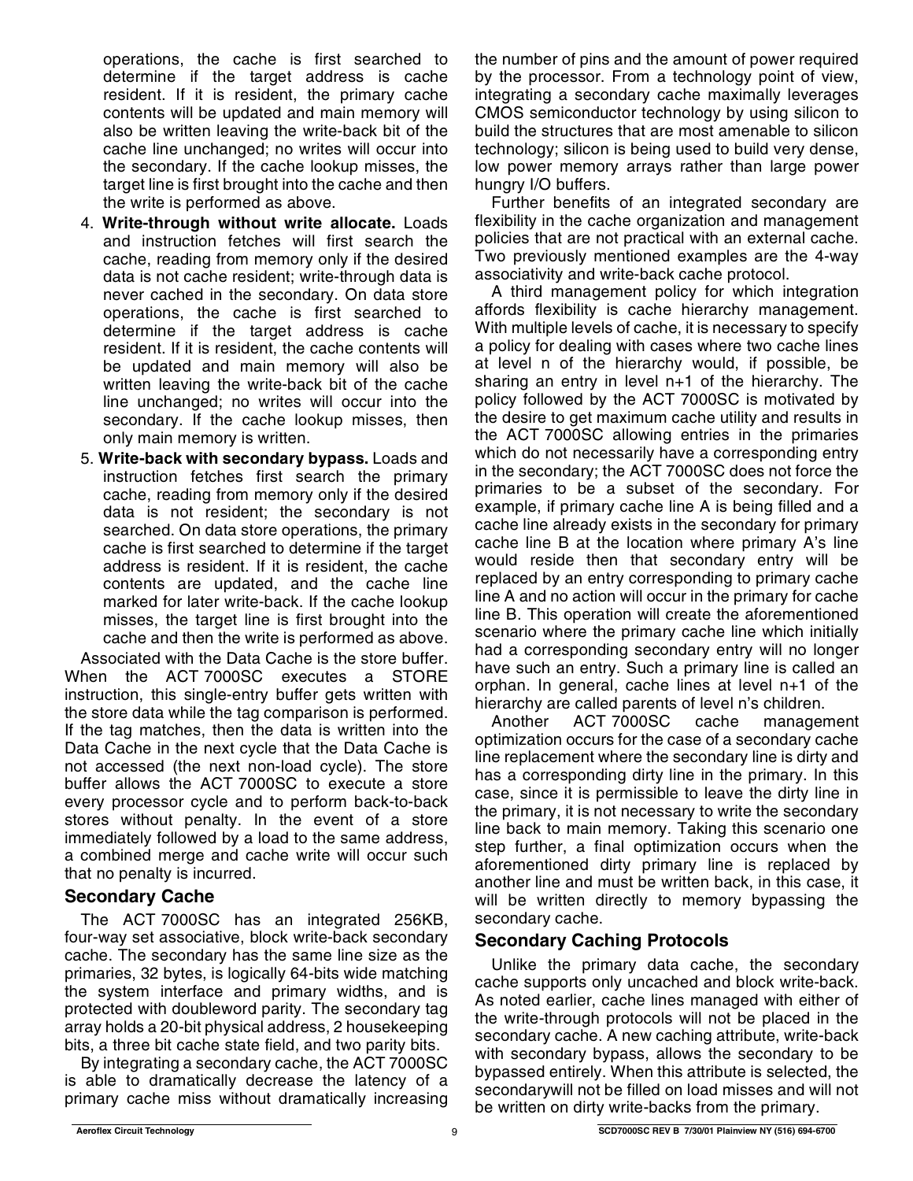operations, the cache is first searched to determine if the target address is cache resident. If it is resident, the primary cache contents will be updated and main memory will also be written leaving the write-back bit of the cache line unchanged; no writes will occur into the secondary. If the cache lookup misses, the target line is first brought into the cache and then the write is performed as above.

4. **Write-through without write allocate.** Loads and instruction fetches will first search the cache, reading from memory only if the desired data is not cache resident; write-through data is never cached in the secondary. On data store operations, the cache is first searched to determine if the target address is cache resident. If it is resident, the cache contents will be updated and main memory will also be written leaving the write-back bit of the cache line unchanged; no writes will occur into the secondary. If the cache lookup misses, then only main memory is written.
5. **Write-back with secondary bypass.** Loads and instruction fetches first search the primary cache, reading from memory only if the desired data is not resident; the secondary is not searched. On data store operations, the primary cache is first searched to determine if the target address is resident. If it is resident, the cache contents are updated, and the cache line marked for later write-back. If the cache lookup misses, the target line is first brought into the cache and then the write is performed as above.

Associated with the Data Cache is the store buffer. When the ACT 7000SC executes a STORE instruction, this single-entry buffer gets written with the store data while the tag comparison is performed. If the tag matches, then the data is written into the Data Cache in the next cycle that the Data Cache is not accessed (the next non-load cycle). The store buffer allows the ACT 7000SC to execute a store every processor cycle and to perform back-to-back stores without penalty. In the event of a store immediately followed by a load to the same address, a combined merge and cache write will occur such that no penalty is incurred.

## Secondary Cache

The ACT 7000SC has an integrated 256KB, four-way set associative, block write-back secondary cache. The secondary has the same line size as the primaries, 32 bytes, is logically 64-bits wide matching the system interface and primary widths, and is protected with doubleword parity. The secondary tag array holds a 20-bit physical address, 2 housekeeping bits, a three bit cache state field, and two parity bits.

By integrating a secondary cache, the ACT 7000SC is able to dramatically decrease the latency of a primary cache miss without dramatically increasing the number of pins and the amount of power required by the processor. From a technology point of view, integrating a secondary cache maximally leverages CMOS semiconductor technology by using silicon to build the structures that are most amenable to silicon technology; silicon is being used to build very dense, low power memory arrays rather than large power hungry I/O buffers.

Further benefits of an integrated secondary are flexibility in the cache organization and management policies that are not practical with an external cache. Two previously mentioned examples are the 4-way associativity and write-back cache protocol.

A third management policy for which integration affords flexibility is cache hierarchy management. With multiple levels of cache, it is necessary to specify a policy for dealing with cases where two cache lines at level n of the hierarchy would, if possible, be sharing an entry in level n+1 of the hierarchy. The policy followed by the ACT 7000SC is motivated by the desire to get maximum cache utility and results in the ACT 7000SC allowing entries in the primaries which do not necessarily have a corresponding entry in the secondary; the ACT 7000SC does not force the primaries to be a subset of the secondary. For example, if primary cache line A is being filled and a cache line already exists in the secondary for primary cache line B at the location where primary A's line would reside then that secondary entry will be replaced by an entry corresponding to primary cache line A and no action will occur in the primary for cache line B. This operation will create the aforementioned scenario where the primary cache line which initially had a corresponding secondary entry will no longer have such an entry. Such a primary line is called an orphan. In general, cache lines at level n+1 of the hierarchy are called parents of level n's children.

Another ACT 7000SC cache management optimization occurs for the case of a secondary cache line replacement where the secondary line is dirty and has a corresponding dirty line in the primary. In this case, since it is permissible to leave the dirty line in the primary, it is not necessary to write the secondary line back to main memory. Taking this scenario one step further, a final optimization occurs when the aforementioned dirty primary line is replaced by another line and must be written back, in this case, it will be written directly to memory bypassing the secondary cache.

## Secondary Caching Protocols

Unlike the primary data cache, the secondary cache supports only uncached and block write-back. As noted earlier, cache lines managed with either of the write-through protocols will not be placed in the secondary cache. A new caching attribute, write-back with secondary bypass, allows the secondary to be bypassed entirely. When this attribute is selected, the secondarywill not be filled on load misses and will not be written on dirty write-backs from the primary.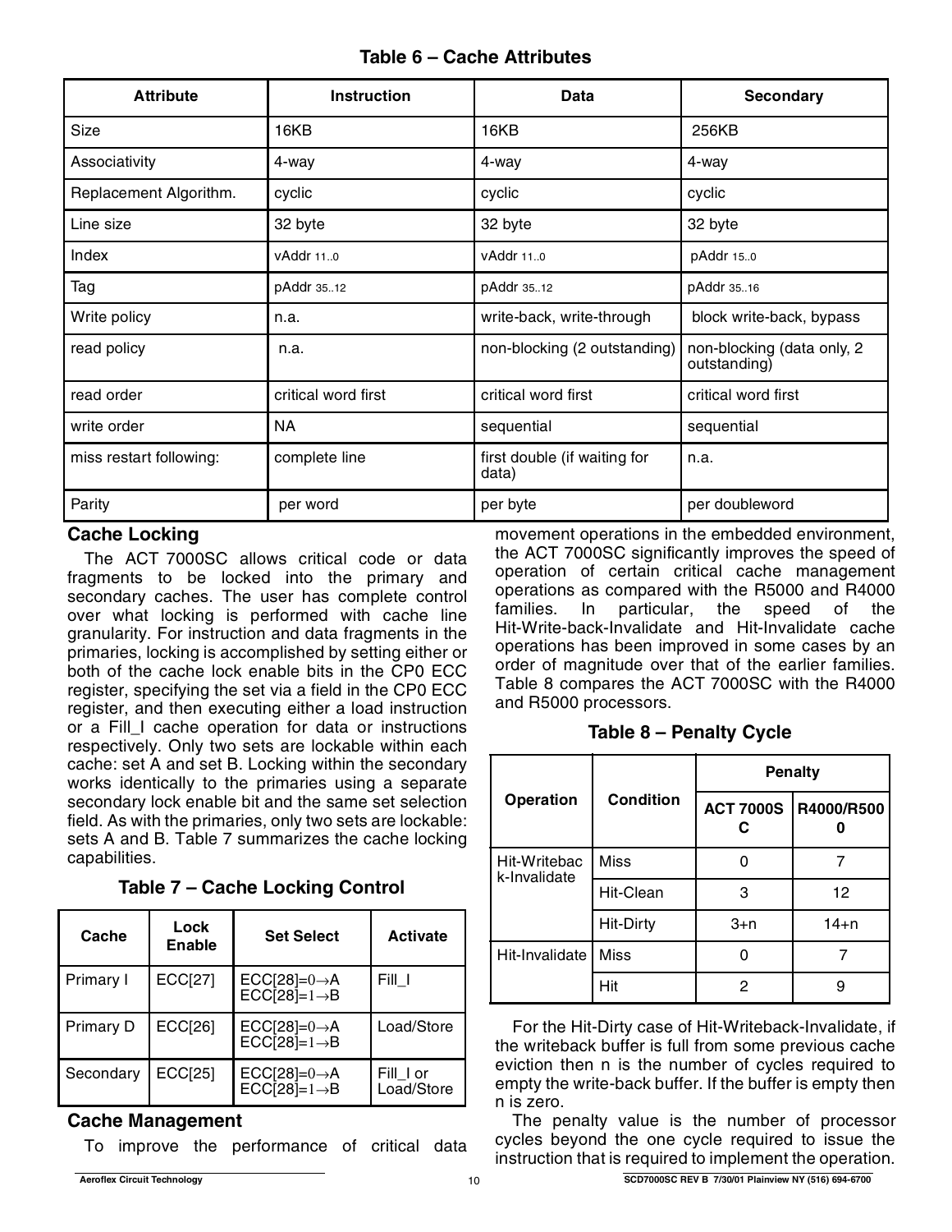**Table 6 – Cache Attributes**

| Attribute | Instruction | Data | Secondary |
|---|---|---|---|
| Size | 16KB | 16KB | 256KB |
| Associativity | 4-way | 4-way | 4-way |
| Replacement Algorithm. | cyclic | cyclic | cyclic |
| Line size | 32 byte | 32 byte | 32 byte |
| Index | vAddr $_{11..0}$ | vAddr $_{11..0}$ | pAddr $_{15..0}$ |
| Tag | pAddr $_{35..12}$ | pAddr $_{35..12}$ | pAddr $_{35..16}$ |
| Write policy | n.a. | write-back, write-through | block write-back, bypass |
| read policy | n.a. | non-blocking (2 outstanding) | non-blocking (data only, 2 outstanding) |
| read order | critical word first | critical word first | critical word first |
| write order | NA | sequential | sequential |
| miss restart following: | complete line | first double (if waiting for data) | n.a. |
| Parity | per word | per byte | per doubleword |

## Cache Locking

The ACT 7000SC allows critical code or data fragments to be locked into the primary and secondary caches. The user has complete control over what locking is performed with cache line granularity. For instruction and data fragments in the primaries, locking is accomplished by setting either or both of the cache lock enable bits in the CP0 ECC register, specifying the set via a field in the CP0 ECC register, and then executing either a load instruction or a Fill_I cache operation for data or instructions respectively. Only two sets are lockable within each cache: set A and set B. Locking within the secondary works identically to the primaries using a separate secondary lock enable bit and the same set selection field. As with the primaries, only two sets are lockable: sets A and B. Table 7 summarizes the cache locking capabilities.

**Table 7 – Cache Locking Control**

| Cache | Lock Enable | Set Select | Activate |
|---|---|---|---|
| Primary I | ECC[27] | ECC[28]=0→A<br>ECC[28]=1→B | Fill_I |
| Primary D | ECC[26] | ECC[28]=0→A<br>ECC[28]=1→B | Load/Store |
| Secondary | ECC[25] | ECC[28]=0→A<br>ECC[28]=1→B | Fill_I or Load/Store |

## Cache Management

To improve the performance of critical data movement operations in the embedded environment, the ACT 7000SC significantly improves the speed of operation of certain critical cache management operations as compared with the R5000 and R4000 families. In particular, the speed of the Hit-Write-back-Invalidate and Hit-Invalidate cache operations has been improved in some cases by an order of magnitude over that of the earlier families. Table 8 compares the ACT 7000SC with the R4000 and R5000 processors.

**Table 8 – Penalty Cycle**

| Operation | Condition | Penalty | |
|---|---|---|---|
| | | ACT 7000SC | R4000/R5000 |
| Hit-Writeback-Invalidate | Miss | 0 | 7 |
| | Hit-Clean | 3 | 12 |
| | Hit-Dirty | 3+n | 14+n |
| Hit-Invalidate | Miss | 0 | 7 |
| | Hit | 2 | 9 |

For the Hit-Dirty case of Hit-Writeback-Invalidate, if the writeback buffer is full from some previous cache eviction then n is the number of cycles required to empty the write-back buffer. If the buffer is empty then n is zero.

The penalty value is the number of processor cycles beyond the one cycle required to issue the instruction that is required to implement the operation.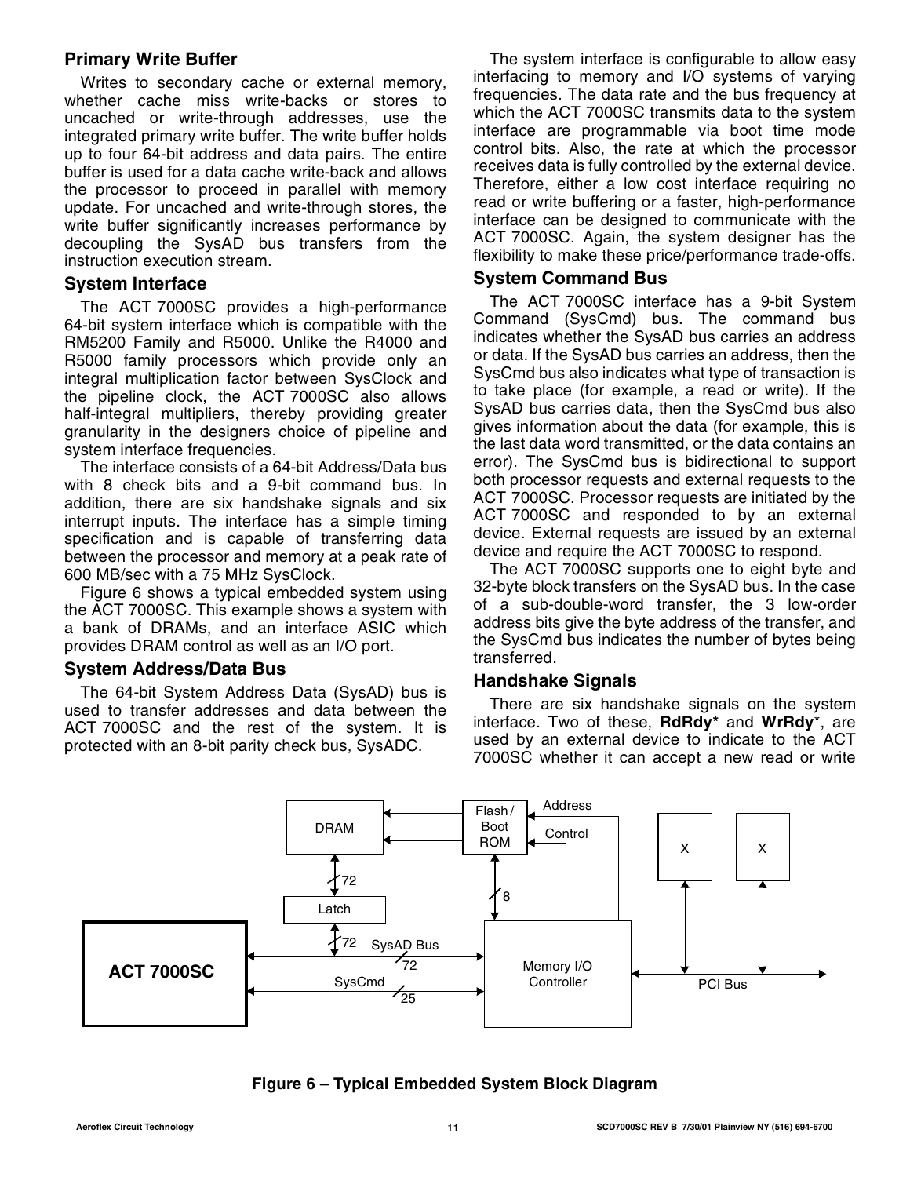### Primary Write Buffer

Writes to secondary cache or external memory, whether cache miss write-backs or stores to uncached or write-through addresses, use the integrated primary write buffer. The write buffer holds up to four 64-bit address and data pairs. The entire buffer is used for a data cache write-back and allows the processor to proceed in parallel with memory update. For uncached and write-through stores, the write buffer significantly increases performance by decoupling the SysAD bus transfers from the instruction execution stream.

### System Interface

The ACT 7000SC provides a high-performance 64-bit system interface which is compatible with the RM5200 Family and R5000. Unlike the R4000 and R5000 family processors which provide only an integral multiplication factor between SysClock and the pipeline clock, the ACT 7000SC also allows half-integral multipliers, thereby providing greater granularity in the designers choice of pipeline and system interface frequencies.

The interface consists of a 64-bit Address/Data bus with 8 check bits and a 9-bit command bus. In addition, there are six handshake signals and six interrupt inputs. The interface has a simple timing specification and is capable of transferring data between the processor and memory at a peak rate of 600 MB/sec with a 75 MHz SysClock.

Figure 6 shows a typical embedded system using the ACT 7000SC. This example shows a system with a bank of DRAMs, and an interface ASIC which provides DRAM control as well as an I/O port.

### System Address/Data Bus

The 64-bit System Address Data (SysAD) bus is used to transfer addresses and data between the ACT 7000SC and the rest of the system. It is protected with an 8-bit parity check bus, SysADC.

The system interface is configurable to allow easy interfacing to memory and I/O systems of varying frequencies. The data rate and the bus frequency at which the ACT 7000SC transmits data to the system interface are programmable via boot time mode control bits. Also, the rate at which the processor receives data is fully controlled by the external device. Therefore, either a low cost interface requiring no read or write buffering or a faster, high-performance interface can be designed to communicate with the ACT 7000SC. Again, the system designer has the flexibility to make these price/performance trade-offs.

### System Command Bus

The ACT 7000SC interface has a 9-bit System Command (SysCmd) bus. The command bus indicates whether the SysAD bus carries an address or data. If the SysAD bus carries an address, then the SysCmd bus also indicates what type of transaction is to take place (for example, a read or write). If the SysAD bus carries data, then the SysCmd bus also gives information about the data (for example, this is the last data word transmitted, or the data contains an error). The SysCmd bus is bidirectional to support both processor requests and external requests to the ACT 7000SC. Processor requests are initiated by the ACT 7000SC and responded to by an external device. External requests are issued by an external device and require the ACT 7000SC to respond.

The ACT 7000SC supports one to eight byte and 32-byte block transfers on the SysAD bus. In the case of a sub-double-word transfer, the 3 low-order address bits give the byte address of the transfer, and the SysCmd bus indicates the number of bytes being transferred.

### Handshake Signals

There are six handshake signals on the system interface. Two of these, **RdRdy*** and **WrRdy***, are used by an external device to indicate to the ACT 7000SC whether it can accept a new read or write

DRAM | Flash / Boot ROM | Address | Control | X | X | 72 | Latch | 8 | 72 | SysAD Bus | 72 | ACT 7000SC | SysCmd | 25 | Memory I/O Controller | PCI Bus

**Figure 6 – Typical Embedded System Block Diagram**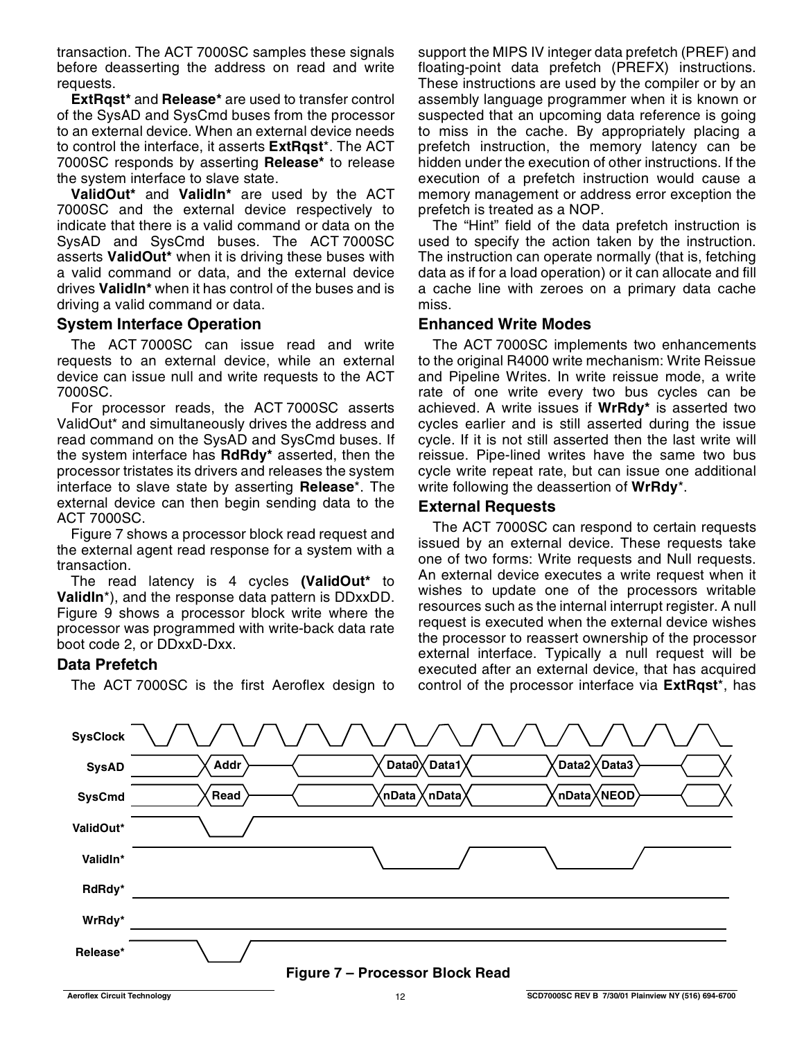transaction. The ACT 7000SC samples these signals before deasserting the address on read and write requests.

**ExtRqst*** and **Release*** are used to transfer control of the SysAD and SysCmd buses from the processor to an external device. When an external device needs to control the interface, it asserts **ExtRqst***. The ACT 7000SC responds by asserting **Release*** to release the system interface to slave state.

**ValidOut*** and **ValidIn*** are used by the ACT 7000SC and the external device respectively to indicate that there is a valid command or data on the SysAD and SysCmd buses. The ACT 7000SC asserts **ValidOut*** when it is driving these buses with a valid command or data, and the external device drives **ValidIn*** when it has control of the buses and is driving a valid command or data.

### System Interface Operation

The ACT 7000SC can issue read and write requests to an external device, while an external device can issue null and write requests to the ACT 7000SC.

For processor reads, the ACT 7000SC asserts ValidOut* and simultaneously drives the address and read command on the SysAD and SysCmd buses. If the system interface has **RdRdy*** asserted, then the processor tristates its drivers and releases the system interface to slave state by asserting **Release***. The external device can then begin sending data to the ACT 7000SC.

Figure 7 shows a processor block read request and the external agent read response for a system with a transaction.

The read latency is 4 cycles **(ValidOut*** to **ValidIn***), and the response data pattern is DDxxDD. Figure 9 shows a processor block write where the processor was programmed with write-back data rate boot code 2, or DDxxD-Dxx.

### Data Prefetch

The ACT 7000SC is the first Aeroflex design to support the MIPS IV integer data prefetch (PREF) and floating-point data prefetch (PREFX) instructions. These instructions are used by the compiler or by an assembly language programmer when it is known or suspected that an upcoming data reference is going to miss in the cache. By appropriately placing a prefetch instruction, the memory latency can be hidden under the execution of other instructions. If the execution of a prefetch instruction would cause a memory management or address error exception the prefetch is treated as a NOP.

The "Hint" field of the data prefetch instruction is used to specify the action taken by the instruction. The instruction can operate normally (that is, fetching data as if for a load operation) or it can allocate and fill a cache line with zeroes on a primary data cache miss.

### Enhanced Write Modes

The ACT 7000SC implements two enhancements to the original R4000 write mechanism: Write Reissue and Pipeline Writes. In write reissue mode, a write rate of one write every two bus cycles can be achieved. A write issues if **WrRdy*** is asserted two cycles earlier and is still asserted during the issue cycle. If it is not still asserted then the last write will reissue. Pipe-lined writes have the same two bus cycle write repeat rate, but can issue one additional write following the deassertion of **WrRdy***.

### External Requests

The ACT 7000SC can respond to certain requests issued by an external device. These requests take one of two forms: Write requests and Null requests. An external device executes a write request when it wishes to update one of the processors writable resources such as the internal interrupt register. A null request is executed when the external device wishes the processor to reassert ownership of the processor external interface. Typically a null request will be executed after an external device, that has acquired control of the processor interface via **ExtRqst***, has

SysClock
SysAD: Addr, Data0, Data1, Data2, Data3
SysCmd: Read, nData, nData, nData, NEOD
ValidOut*
ValidIn*
RdRdy*
WrRdy*
Release*

**Figure 7 – Processor Block Read**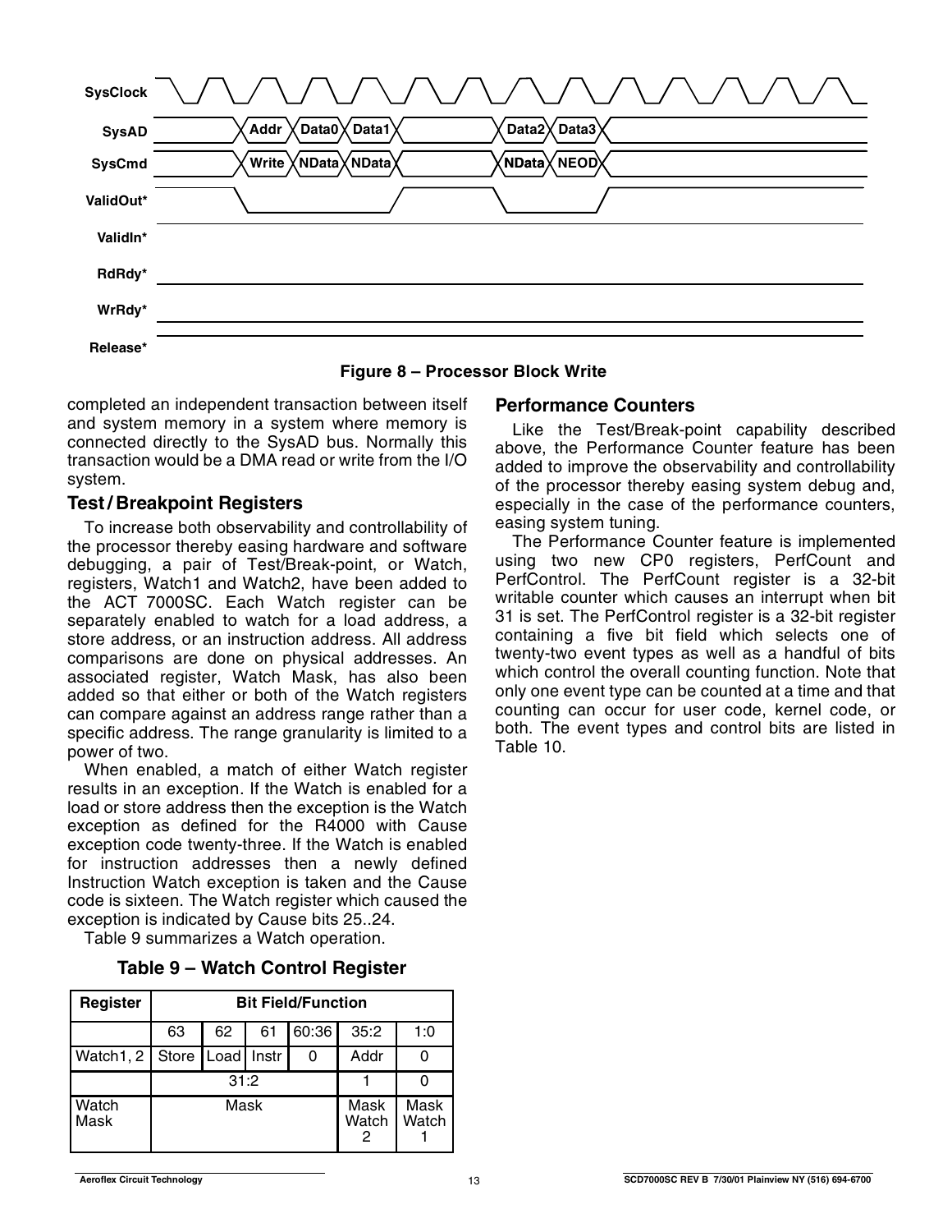SysClock

SysAD: Addr, Data0, Data1, Data2, Data3

SysCmd: Write, NData, NData, NData, NEOD

ValidOut*

ValidIn*

RdRdy*

WrRdy*

Release*

**Figure 8 – Processor Block Write**

completed an independent transaction between itself and system memory in a system where memory is connected directly to the SysAD bus. Normally this transaction would be a DMA read or write from the I/O system.

## Test / Breakpoint Registers

To increase both observability and controllability of the processor thereby easing hardware and software debugging, a pair of Test/Break-point, or Watch, registers, Watch1 and Watch2, have been added to the ACT 7000SC. Each Watch register can be separately enabled to watch for a load address, a store address, or an instruction address. All address comparisons are done on physical addresses. An associated register, Watch Mask, has also been added so that either or both of the Watch registers can compare against an address range rather than a specific address. The range granularity is limited to a power of two.

When enabled, a match of either Watch register results in an exception. If the Watch is enabled for a load or store address then the exception is the Watch exception as defined for the R4000 with Cause exception code twenty-three. If the Watch is enabled for instruction addresses then a newly defined Instruction Watch exception is taken and the Cause code is sixteen. The Watch register which caused the exception is indicated by Cause bits 25..24.

Table 9 summarizes a Watch operation.

**Table 9 – Watch Control Register**

| Register | Bit Field/Function | | | | | |
|---|---|---|---|---|---|---|
| | 63 | 62 | 61 | 60:36 | 35:2 | 1:0 |
| Watch1, 2 | Store | Load | Instr | 0 | Addr | 0 |
| | 31:2 | | | | 1 | 0 |
| Watch Mask | Mask | | | | Mask Watch 2 | Mask Watch 1 |

## Performance Counters

Like the Test/Break-point capability described above, the Performance Counter feature has been added to improve the observability and controllability of the processor thereby easing system debug and, especially in the case of the performance counters, easing system tuning.

The Performance Counter feature is implemented using two new CP0 registers, PerfCount and PerfControl. The PerfCount register is a 32-bit writable counter which causes an interrupt when bit 31 is set. The PerfControl register is a 32-bit register containing a five bit field which selects one of twenty-two event types as well as a handful of bits which control the overall counting function. Note that only one event type can be counted at a time and that counting can occur for user code, kernel code, or both. The event types and control bits are listed in Table 10.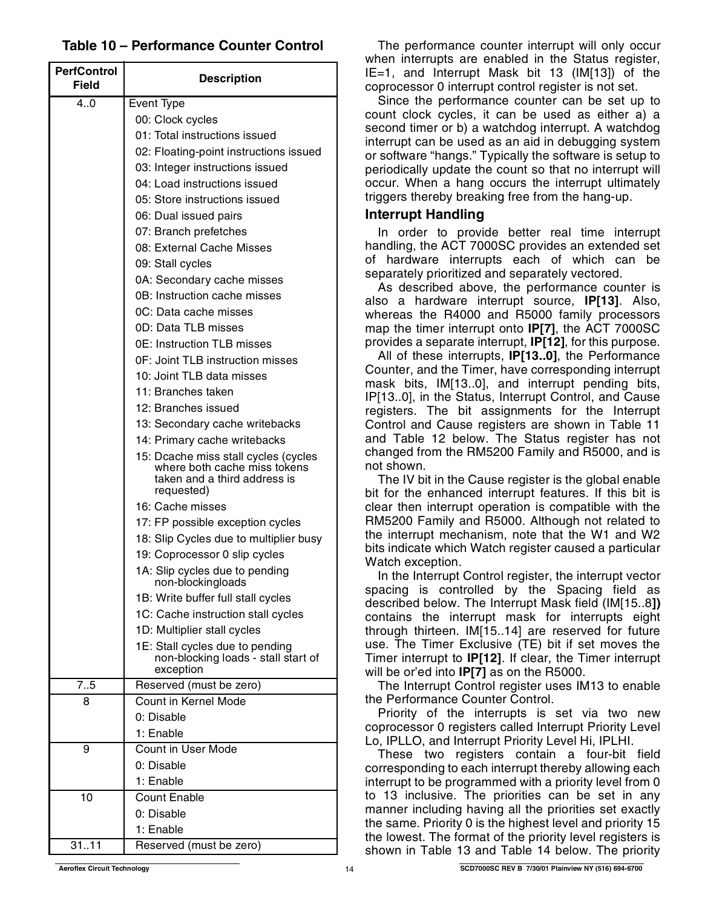**Table 10 – Performance Counter Control**

| PerfControl Field | Description |
|---|---|
| 4..0 | Event Type<br>00: Clock cycles<br>01: Total instructions issued<br>02: Floating-point instructions issued<br>03: Integer instructions issued<br>04: Load instructions issued<br>05: Store instructions issued<br>06: Dual issued pairs<br>07: Branch prefetches<br>08: External Cache Misses<br>09: Stall cycles<br>0A: Secondary cache misses<br>0B: Instruction cache misses<br>0C: Data cache misses<br>0D: Data TLB misses<br>0E: Instruction TLB misses<br>0F: Joint TLB instruction misses<br>10: Joint TLB data misses<br>11: Branches taken<br>12: Branches issued<br>13: Secondary cache writebacks<br>14: Primary cache writebacks<br>15: Dcache miss stall cycles (cycles where both cache miss tokens taken and a third address is requested)<br>16: Cache misses<br>17: FP possible exception cycles<br>18: Slip Cycles due to multiplier busy<br>19: Coprocessor 0 slip cycles<br>1A: Slip cycles due to pending non-blockingloads<br>1B: Write buffer full stall cycles<br>1C: Cache instruction stall cycles<br>1D: Multiplier stall cycles<br>1E: Stall cycles due to pending non-blocking loads - stall start of exception |
| 7..5 | Reserved (must be zero) |
| 8 | Count in Kernel Mode<br>0: Disable<br>1: Enable |
| 9 | Count in User Mode<br>0: Disable<br>1: Enable |
| 10 | Count Enable<br>0: Disable<br>1: Enable |
| 31..11 | Reserved (must be zero) |

The performance counter interrupt will only occur when interrupts are enabled in the Status register, IE=1, and Interrupt Mask bit 13 (IM[13]) of the coprocessor 0 interrupt control register is not set.

Since the performance counter can be set up to count clock cycles, it can be used as either a) a second timer or b) a watchdog interrupt. A watchdog interrupt can be used as an aid in debugging system or software "hangs." Typically the software is setup to periodically update the count so that no interrupt will occur. When a hang occurs the interrupt ultimately triggers thereby breaking free from the hang-up.

## Interrupt Handling

In order to provide better real time interrupt handling, the ACT 7000SC provides an extended set of hardware interrupts each of which can be separately prioritized and separately vectored.

As described above, the performance counter is also a hardware interrupt source, **IP[13]**. Also, whereas the R4000 and R5000 family processors map the timer interrupt onto **IP[7]**, the ACT 7000SC provides a separate interrupt, **IP[12]**, for this purpose.

All of these interrupts, **IP[13..0]**, the Performance Counter, and the Timer, have corresponding interrupt mask bits, IM[13..0], and interrupt pending bits, IP[13..0], in the Status, Interrupt Control, and Cause registers. The bit assignments for the Interrupt Control and Cause registers are shown in Table 11 and Table 12 below. The Status register has not changed from the RM5200 Family and R5000, and is not shown.

The IV bit in the Cause register is the global enable bit for the enhanced interrupt features. If this bit is clear then interrupt operation is compatible with the RM5200 Family and R5000. Although not related to the interrupt mechanism, note that the W1 and W2 bits indicate which Watch register caused a particular Watch exception.

In the Interrupt Control register, the interrupt vector spacing is controlled by the Spacing field as described below. The Interrupt Mask field (IM[15..8**])** contains the interrupt mask for interrupts eight through thirteen. IM[15..14] are reserved for future use. The Timer Exclusive (TE) bit if set moves the Timer interrupt to **IP[12]**. If clear, the Timer interrupt will be or'ed into **IP[7]** as on the R5000.

The Interrupt Control register uses IM13 to enable the Performance Counter Control.

Priority of the interrupts is set via two new coprocessor 0 registers called Interrupt Priority Level Lo, IPLLO, and Interrupt Priority Level Hi, IPLHI.

These two registers contain a four-bit field corresponding to each interrupt thereby allowing each interrupt to be programmed with a priority level from 0 to 13 inclusive. The priorities can be set in any manner including having all the priorities set exactly the same. Priority 0 is the highest level and priority 15 the lowest. The format of the priority level registers is shown in Table 13 and Table 14 below. The priority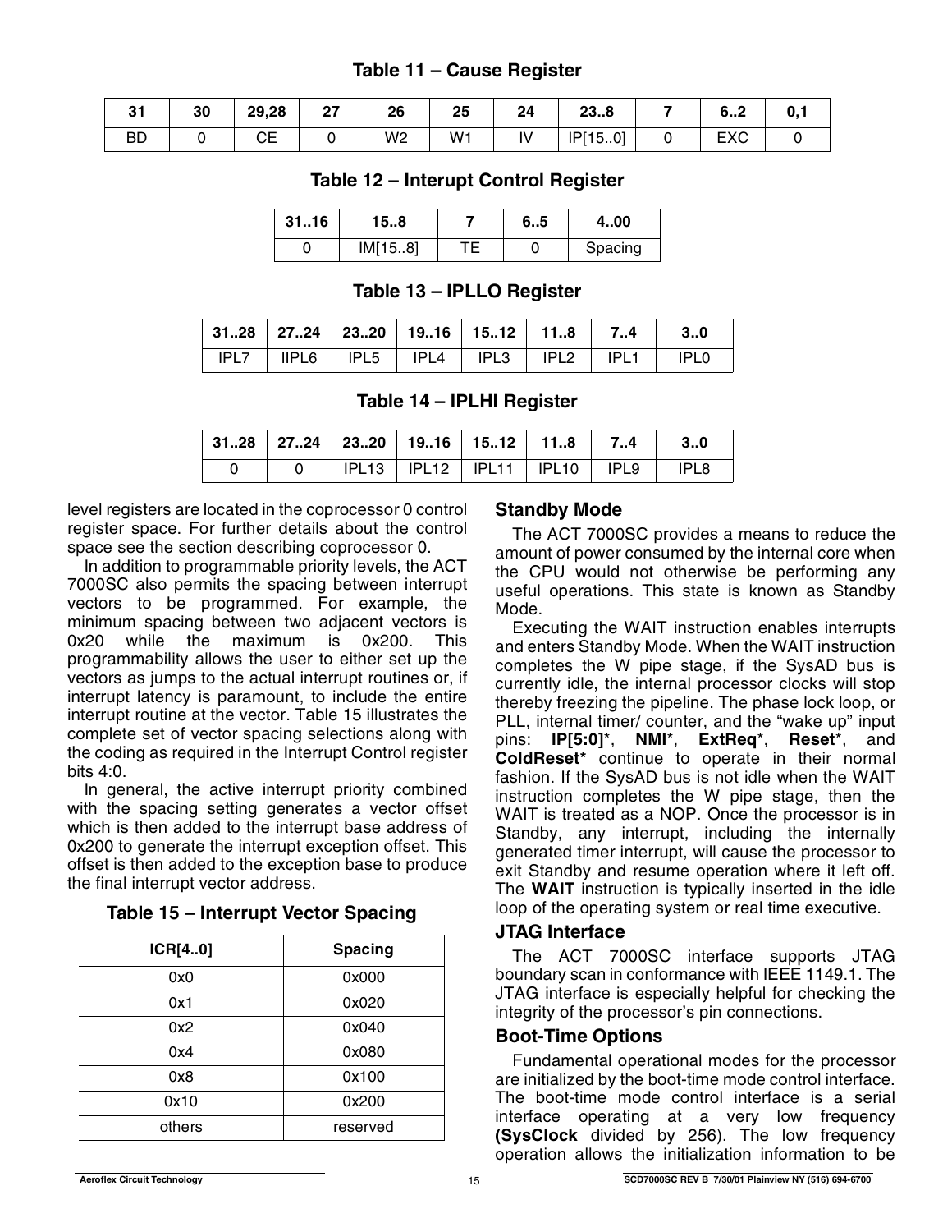**Table 11 – Cause Register**

| 31 | 30 | 29,28 | 27 | 26 | 25 | 24 | 23..8 | 7 | 6..2 | 0,1 |
|---|---|---|---|---|---|---|---|---|---|---|
| BD | 0 | CE | 0 | W2 | W1 | IV | IP[15..0] | 0 | EXC | 0 |

**Table 12 – Interrupt Control Register**

| 31..16 | 15..8 | 7 | 6..5 | 4..00 |
|---|---|---|---|---|
| 0 | IM[15..8] | TE | 0 | Spacing |

**Table 13 – IPLLO Register**

| 31..28 | 27..24 | 23..20 | 19..16 | 15..12 | 11..8 | 7..4 | 3..0 |
|---|---|---|---|---|---|---|---|
| IPL7 | IIPL6 | IPL5 | IPL4 | IPL3 | IPL2 | IPL1 | IPL0 |

**Table 14 – IPLHI Register**

| 31..28 | 27..24 | 23..20 | 19..16 | 15..12 | 11..8 | 7..4 | 3..0 |
|---|---|---|---|---|---|---|---|
| 0 | 0 | IPL13 | IPL12 | IPL11 | IPL10 | IPL9 | IPL8 |

level registers are located in the coprocessor 0 control register space. For further details about the control space see the section describing coprocessor 0.

In addition to programmable priority levels, the ACT 7000SC also permits the spacing between interrupt vectors to be programmed. For example, the minimum spacing between two adjacent vectors is 0x20 while the maximum is 0x200. This programmability allows the user to either set up the vectors as jumps to the actual interrupt routines or, if interrupt latency is paramount, to include the entire interrupt routine at the vector. Table 15 illustrates the complete set of vector spacing selections along with the coding as required in the Interrupt Control register bits 4:0.

In general, the active interrupt priority combined with the spacing setting generates a vector offset which is then added to the interrupt base address of 0x200 to generate the interrupt exception offset. This offset is then added to the exception base to produce the final interrupt vector address.

**Table 15 – Interrupt Vector Spacing**

| ICR[4..0] | Spacing |
|---|---|
| 0x0 | 0x000 |
| 0x1 | 0x020 |
| 0x2 | 0x040 |
| 0x4 | 0x080 |
| 0x8 | 0x100 |
| 0x10 | 0x200 |
| others | reserved |

## Standby Mode

The ACT 7000SC provides a means to reduce the amount of power consumed by the internal core when the CPU would not otherwise be performing any useful operations. This state is known as Standby Mode.

Executing the WAIT instruction enables interrupts and enters Standby Mode. When the WAIT instruction completes the W pipe stage, if the SysAD bus is currently idle, the internal processor clocks will stop thereby freezing the pipeline. The phase lock loop, or PLL, internal timer/ counter, and the "wake up" input pins: **IP[5:0]***, **NMI***, **ExtReq***, **Reset***, and **ColdReset*** continue to operate in their normal fashion. If the SysAD bus is not idle when the WAIT instruction completes the W pipe stage, then the WAIT is treated as a NOP. Once the processor is in Standby, any interrupt, including the internally generated timer interrupt, will cause the processor to exit Standby and resume operation where it left off. The **WAIT** instruction is typically inserted in the idle loop of the operating system or real time executive.

## JTAG Interface

The ACT 7000SC interface supports JTAG boundary scan in conformance with IEEE 1149.1. The JTAG interface is especially helpful for checking the integrity of the processor's pin connections.

## Boot-Time Options

Fundamental operational modes for the processor are initialized by the boot-time mode control interface. The boot-time mode control interface is a serial interface operating at a very low frequency **(SysClock** divided by 256). The low frequency operation allows the initialization information to be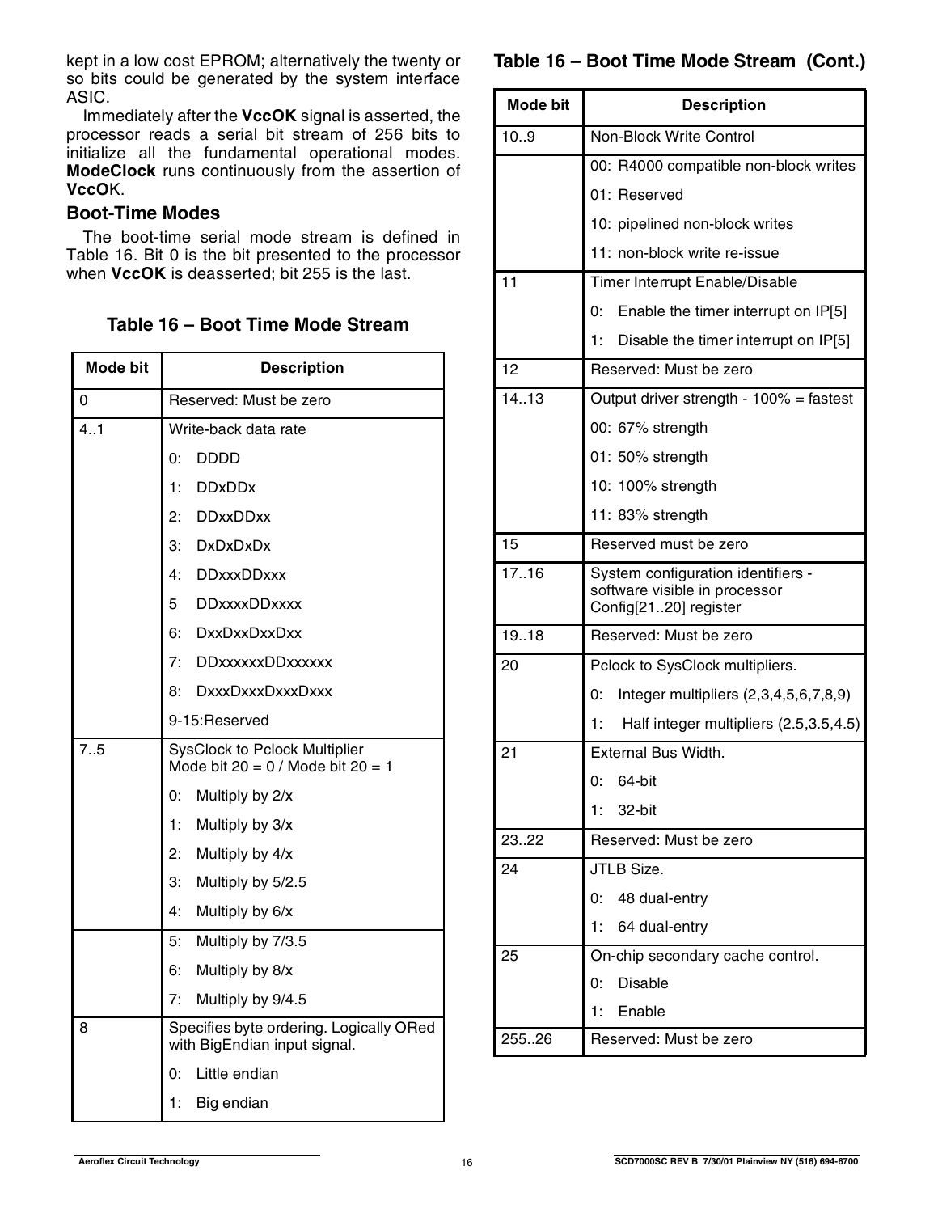kept in a low cost EPROM; alternatively the twenty or so bits could be generated by the system interface ASIC.

Immediately after the **VccOK** signal is asserted, the processor reads a serial bit stream of 256 bits to initialize all the fundamental operational modes. **ModeClock** runs continuously from the assertion of **VccO**K.

### Boot-Time Modes

The boot-time serial mode stream is defined in Table 16. Bit 0 is the bit presented to the processor when **VccOK** is deasserted; bit 255 is the last.

**Table 16 – Boot Time Mode Stream**

| Mode bit | Description |
|---|---|
| 0 | Reserved: Must be zero |
| 4..1 | Write-back data rate<br>0: DDDD<br>1: DDxDDx<br>2: DDxxDDxx<br>3: DxDxDxDx<br>4: DDxxxDDxxx<br>5 DDxxxxDDxxxx<br>6: DxxDxxDxxDxx<br>7: DDxxxxxxDDxxxxxx<br>8: DxxxDxxxDxxxDxxx<br>9-15:Reserved |
| 7..5 | SysClock to Pclock Multiplier<br>Mode bit 20 = 0 / Mode bit 20 = 1<br>0: Multiply by 2/x<br>1: Multiply by 3/x<br>2: Multiply by 4/x<br>3: Multiply by 5/2.5<br>4: Multiply by 6/x<br>5: Multiply by 7/3.5<br>6: Multiply by 8/x<br>7: Multiply by 9/4.5 |
| 8 | Specifies byte ordering. Logically ORed with BigEndian input signal.<br>0: Little endian<br>1: Big endian |
| 10..9 | Non-Block Write Control<br>00: R4000 compatible non-block writes<br>01: Reserved<br>10: pipelined non-block writes<br>11: non-block write re-issue |
| 11 | Timer Interrupt Enable/Disable<br>0: Enable the timer interrupt on IP[5]<br>1: Disable the timer interrupt on IP[5] |
| 12 | Reserved: Must be zero |
| 14..13 | Output driver strength - 100% = fastest<br>00: 67% strength<br>01: 50% strength<br>10: 100% strength<br>11: 83% strength |
| 15 | Reserved must be zero |
| 17..16 | System configuration identifiers - software visible in processor Config[21..20] register |
| 19..18 | Reserved: Must be zero |
| 20 | Pclock to SysClock multipliers.<br>0: Integer multipliers (2,3,4,5,6,7,8,9)<br>1: Half integer multipliers (2.5,3.5,4.5) |
| 21 | External Bus Width.<br>0: 64-bit<br>1: 32-bit |
| 23..22 | Reserved: Must be zero |
| 24 | JTLB Size.<br>0: 48 dual-entry<br>1: 64 dual-entry |
| 25 | On-chip secondary cache control.<br>0: Disable<br>1: Enable |
| 255..26 | Reserved: Must be zero |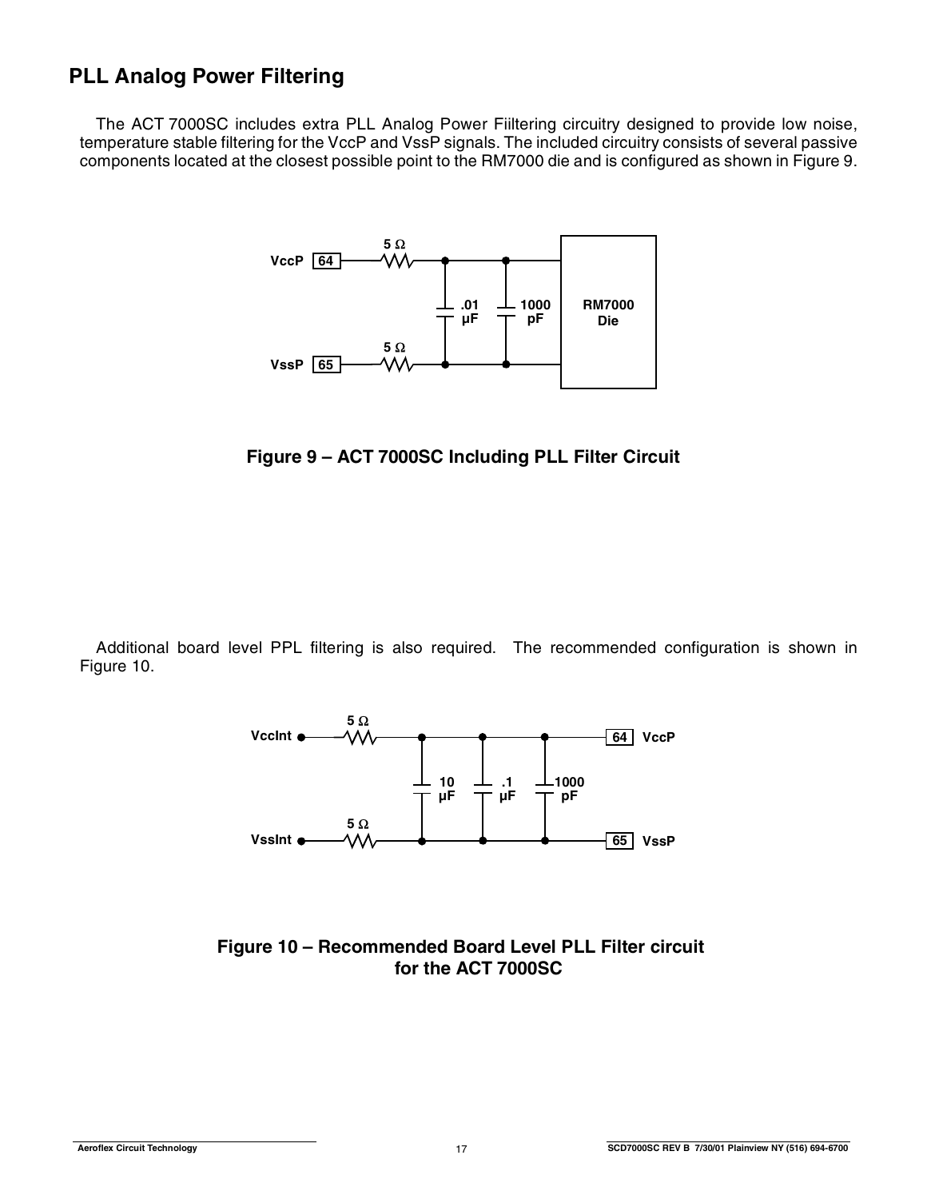## PLL Analog Power Filtering

The ACT 7000SC includes extra PLL Analog Power Fiiltering circuitry designed to provide low noise, temperature stable filtering for the VccP and VssP signals. The included circuitry consists of several passive components located at the closest possible point to the RM7000 die and is configured as shown in Figure 9.

**Figure 9 – ACT 7000SC Including PLL Filter Circuit**

Additional board level PPL filtering is also required. The recommended configuration is shown in Figure 10.

**Figure 10 – Recommended Board Level PLL Filter circuit for the ACT 7000SC**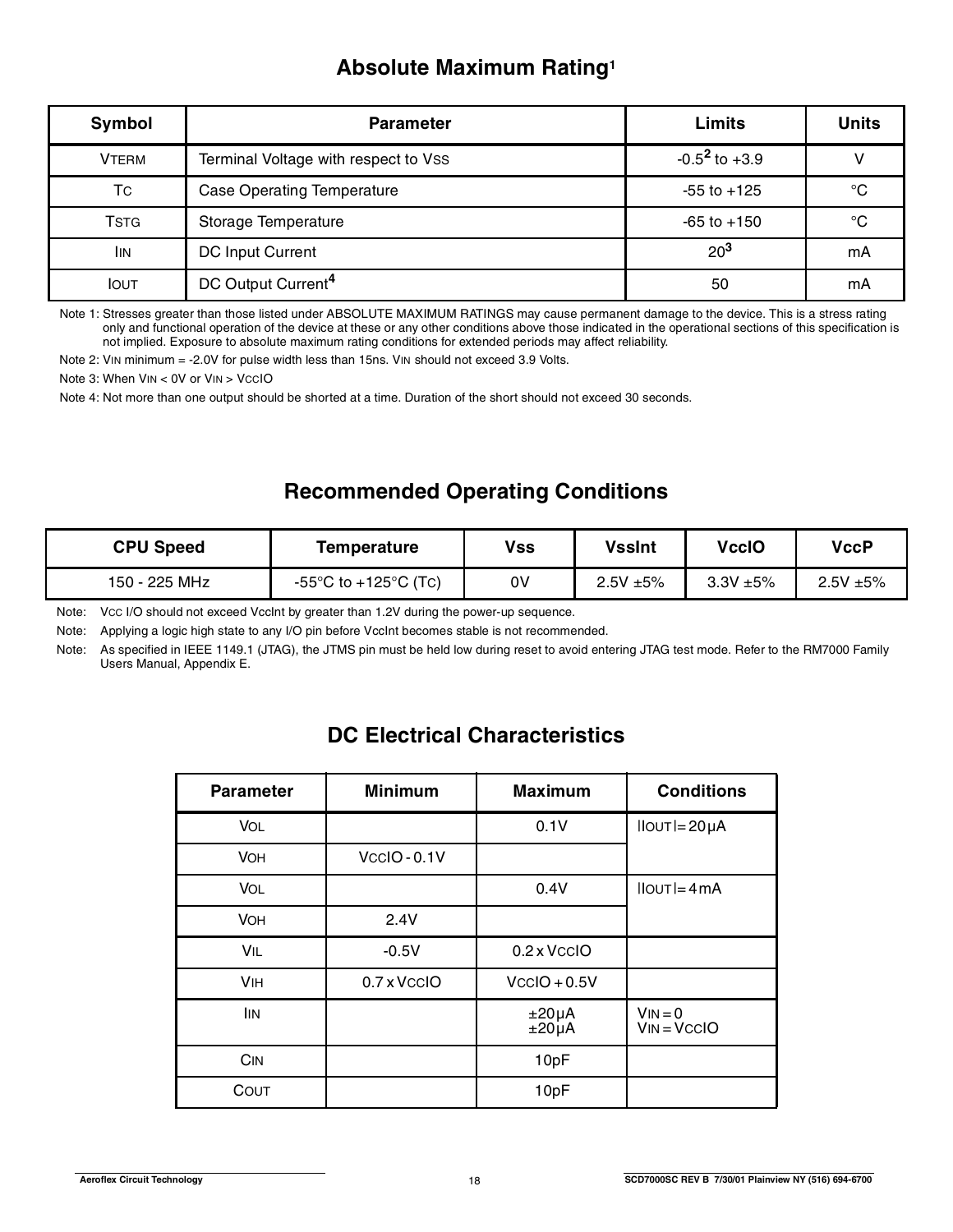## Absolute Maximum Rating[1]

| Symbol | Parameter | Limits | Units |
|---|---|---|---|
| $V_{TERM}$ | Terminal Voltage with respect to $V_{SS}$ | -0.5[2] to +3.9 | V |
| $T_C$ | Case Operating Temperature | -55 to +125 | °C |
| $T_{STG}$ | Storage Temperature | -65 to +150 | °C |
| $I_{IN}$ | DC Input Current | 20[3] | mA |
| $I_{OUT}$ | DC Output Current[4] | 50 | mA |

Note 1: Stresses greater than those listed under ABSOLUTE MAXIMUM RATINGS may cause permanent damage to the device. This is a stress rating only and functional operation of the device at these or any other conditions above those indicated in the operational sections of this specification is not implied. Exposure to absolute maximum rating conditions for extended periods may affect reliability.

Note 2: $V_{IN}$ minimum = -2.0V for pulse width less than 15ns. $V_{IN}$ should not exceed 3.9 Volts.

Note 3: When $V_{IN}$ < 0V or $V_{IN}$ > $V_{CC}IO$

Note 4: Not more than one output should be shorted at a time. Duration of the short should not exceed 30 seconds.

## Recommended Operating Conditions

| CPU Speed | Temperature | Vss | VssInt | VccIO | VccP |
|---|---|---|---|---|---|
| 150 - 225 MHz | -55°C to +125°C ($T_C$) | 0V | 2.5V ±5% | 3.3V ±5% | 2.5V ±5% |

Note: $V_{CC}$ I/O should not exceed VccInt by greater than 1.2V during the power-up sequence.

Note: Applying a logic high state to any I/O pin before VccInt becomes stable is not recommended.

Note: As specified in IEEE 1149.1 (JTAG), the JTMS pin must be held low during reset to avoid entering JTAG test mode. Refer to the RM7000 Family Users Manual, Appendix E.

## DC Electrical Characteristics

| Parameter | Minimum | Maximum | Conditions |
|---|---|---|---|
| $V_{OL}$ | | 0.1V | $\lvert I_{OUT}\rvert = 20\mu A$ |
| $V_{OH}$ | $V_{CC}IO - 0.1V$ | | |
| $V_{OL}$ | | 0.4V | $\lvert I_{OUT}\rvert = 4mA$ |
| $V_{OH}$ | 2.4V | | |
| $V_{IL}$ | -0.5V | $0.2 \times V_{CC}IO$ | |
| $V_{IH}$ | $0.7 \times V_{CC}IO$ | $V_{CC}IO + 0.5V$ | |
| $I_{IN}$ | | ±20µA<br>±20µA | $V_{IN} = 0$<br>$V_{IN} = V_{CC}IO$ |
| $C_{IN}$ | | 10pF | |
| $C_{OUT}$ | | 10pF | |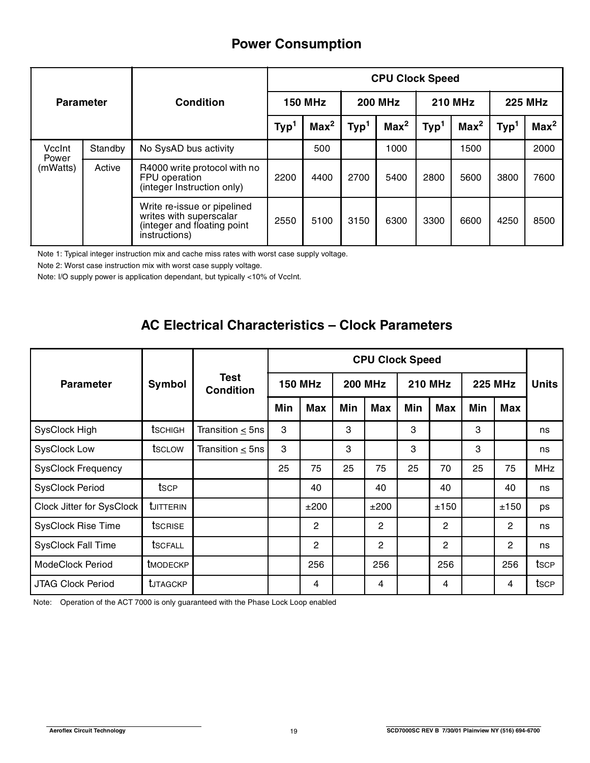## Power Consumption

| Parameter | | Condition | CPU Clock Speed | | | | | | | |
|---|---|---|---|---|---|---|---|---|---|---|
| | | | 150 MHz | | 200 MHz | | 210 MHz | | 225 MHz | |
| | | | Typ[1] | Max[2] | Typ[1] | Max[2] | Typ[1] | Max[2] | Typ[1] | Max[2] |
| VccInt Power (mWatts) | Standby | No SysAD bus activity | | 500 | | 1000 | | 1500 | | 2000 |
| | Active | R4000 write protocol with no FPU operation (integer Instruction only) | 2200 | 4400 | 2700 | 5400 | 2800 | 5600 | 3800 | 7600 |
| | | Write re-issue or pipelined writes with superscalar (integer and floating point instructions) | 2550 | 5100 | 3150 | 6300 | 3300 | 6600 | 4250 | 8500 |

Note 1: Typical integer instruction mix and cache miss rates with worst case supply voltage.

Note 2: Worst case instruction mix with worst case supply voltage.

Note: I/O supply power is application dependant, but typically <10% of VccInt.

## AC Electrical Characteristics – Clock Parameters

| Parameter | Symbol | Test Condition | CPU Clock Speed | | | | | | | | Units |
|---|---|---|---|---|---|---|---|---|---|---|---|
| | | | 150 MHz | | 200 MHz | | 210 MHz | | 225 MHz | | |
| | | | Min | Max | Min | Max | Min | Max | Min | Max | |
| SysClock High | $t_{SCHIGH}$ | Transition $\leq$ 5ns | 3 | | 3 | | 3 | | 3 | | ns |
| SysClock Low | $t_{SCLOW}$ | Transition $\leq$ 5ns | 3 | | 3 | | 3 | | 3 | | ns |
| SysClock Frequency | | | 25 | 75 | 25 | 75 | 25 | 70 | 25 | 75 | MHz |
| SysClock Period | $t_{SCP}$ | | | 40 | | 40 | | 40 | | 40 | ns |
| Clock Jitter for SysClock | $t_{JITTERIN}$ | | | ±200 | | ±200 | | ±150 | | ±150 | ps |
| SysClock Rise Time | $t_{SCRISE}$ | | | 2 | | 2 | | 2 | | 2 | ns |
| SysClock Fall Time | $t_{SCFALL}$ | | | 2 | | 2 | | 2 | | 2 | ns |
| ModeClock Period | $t_{MODECKP}$ | | | 256 | | 256 | | 256 | | 256 | $t_{SCP}$ |
| JTAG Clock Period | $t_{JTAGCKP}$ | | | 4 | | 4 | | 4 | | 4 | $t_{SCP}$ |

Note: Operation of the ACT 7000 is only guaranteed with the Phase Lock Loop enabled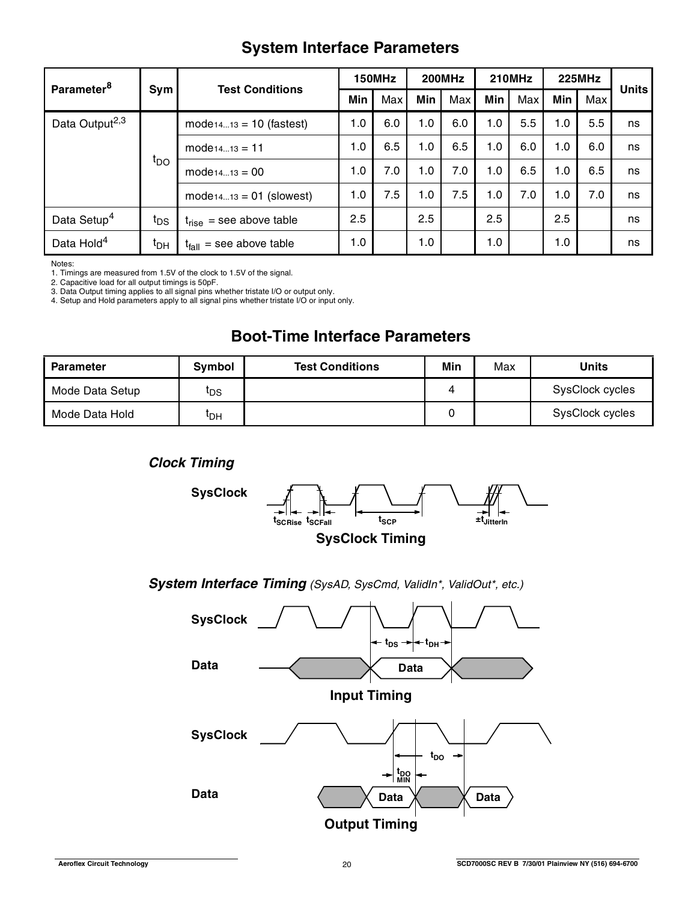# System Interface Parameters

| Parameter[8] | Sym | Test Conditions | 150MHz | | 200MHz | | 210MHz | | 225MHz | | Units |
|---|---|---|---|---|---|---|---|---|---|---|---|
| | | | Min | Max | Min | Max | Min | Max | Min | Max | |
| Data Output[2,3] | $t_{DO}$ | $mode_{14...13}$ = 10 (fastest) | 1.0 | 6.0 | 1.0 | 6.0 | 1.0 | 5.5 | 1.0 | 5.5 | ns |
| | | $mode_{14...13}$ = 11 | 1.0 | 6.5 | 1.0 | 6.5 | 1.0 | 6.0 | 1.0 | 6.0 | ns |
| | | $mode_{14...13}$ = 00 | 1.0 | 7.0 | 1.0 | 7.0 | 1.0 | 6.5 | 1.0 | 6.5 | ns |
| | | $mode_{14...13}$ = 01 (slowest) | 1.0 | 7.5 | 1.0 | 7.5 | 1.0 | 7.0 | 1.0 | 7.0 | ns |
| Data Setup[4] | $t_{DS}$ | $t_{rise}$ = see above table | 2.5 | | 2.5 | | 2.5 | | 2.5 | | ns |
| Data Hold[4] | $t_{DH}$ | $t_{fall}$ = see above table | 1.0 | | 1.0 | | 1.0 | | 1.0 | | ns |

Notes:
1. Timings are measured from 1.5V of the clock to 1.5V of the signal.
2. Capacitive load for all output timings is 50pF.
3. Data Output timing applies to all signal pins whether tristate I/O or output only.
4. Setup and Hold parameters apply to all signal pins whether tristate I/O or input only.

# Boot-Time Interface Parameters

| Parameter | Symbol | Test Conditions | Min | Max | Units |
|---|---|---|---|---|---|
| Mode Data Setup | $t_{DS}$ | | 4 | | SysClock cycles |
| Mode Data Hold | $t_{DH}$ | | 0 | | SysClock cycles |

### *Clock Timing*

SysClock

$t_{SCRise}$ $t_{SCFall}$ $t_{SCP}$ $\pm t_{JitterIn}$

**SysClock Timing**

### *System Interface Timing* *(SysAD, SysCmd, ValidIn*, ValidOut*, etc.)*

SysClock

Data

$t_{DS}$ $t_{DH}$

Data

**Input Timing**

SysClock

Data

$t_{DO}$

$t_{DO\ MIN}$

Data Data

**Output Timing**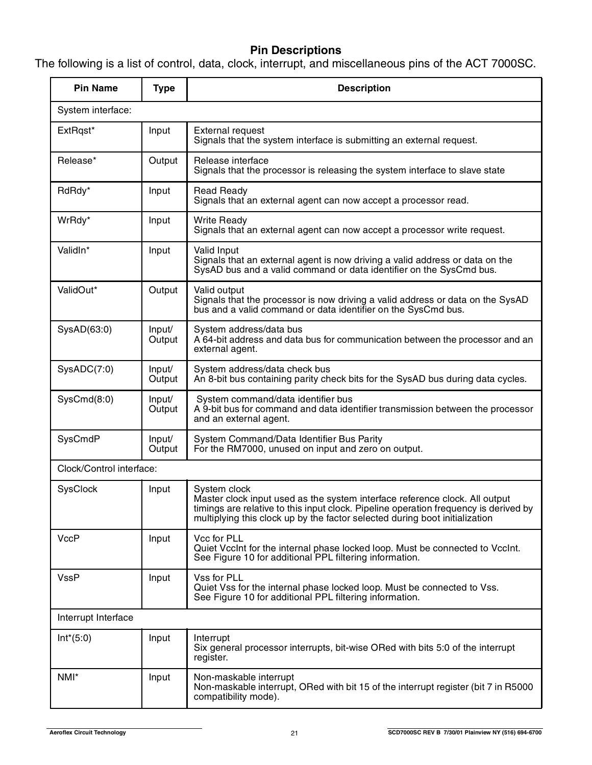## Pin Descriptions

The following is a list of control, data, clock, interrupt, and miscellaneous pins of the ACT 7000SC.

| Pin Name | Type | Description |
|---|---|---|
| System interface: | | |
| ExtRqst* | Input | External request<br>Signals that the system interface is submitting an external request. |
| Release* | Output | Release interface<br>Signals that the processor is releasing the system interface to slave state |
| RdRdy* | Input | Read Ready<br>Signals that an external agent can now accept a processor read. |
| WrRdy* | Input | Write Ready<br>Signals that an external agent can now accept a processor write request. |
| ValidIn* | Input | Valid Input<br>Signals that an external agent is now driving a valid address or data on the SysAD bus and a valid command or data identifier on the SysCmd bus. |
| ValidOut* | Output | Valid output<br>Signals that the processor is now driving a valid address or data on the SysAD bus and a valid command or data identifier on the SysCmd bus. |
| SysAD(63:0) | Input/ Output | System address/data bus<br>A 64-bit address and data bus for communication between the processor and an external agent. |
| SysADC(7:0) | Input/ Output | System address/data check bus<br>An 8-bit bus containing parity check bits for the SysAD bus during data cycles. |
| SysCmd(8:0) | Input/ Output | System command/data identifier bus<br>A 9-bit bus for command and data identifier transmission between the processor and an external agent. |
| SysCmdP | Input/ Output | System Command/Data Identifier Bus Parity<br>For the RM7000, unused on input and zero on output. |
| Clock/Control interface: | | |
| SysClock | Input | System clock<br>Master clock input used as the system interface reference clock. All output timings are relative to this input clock. Pipeline operation frequency is derived by multiplying this clock up by the factor selected during boot initialization |
| VccP | Input | Vcc for PLL<br>Quiet VccInt for the internal phase locked loop. Must be connected to VccInt. See Figure 10 for additional PPL filtering information. |
| VssP | Input | Vss for PLL<br>Quiet Vss for the internal phase locked loop. Must be connected to Vss. See Figure 10 for additional PPL filtering information. |
| Interrupt Interface | | |
| Int*(5:0) | Input | Interrupt<br>Six general processor interrupts, bit-wise ORed with bits 5:0 of the interrupt register. |
| NMI* | Input | Non-maskable interrupt<br>Non-maskable interrupt, ORed with bit 15 of the interrupt register (bit 7 in R5000 compatibility mode). |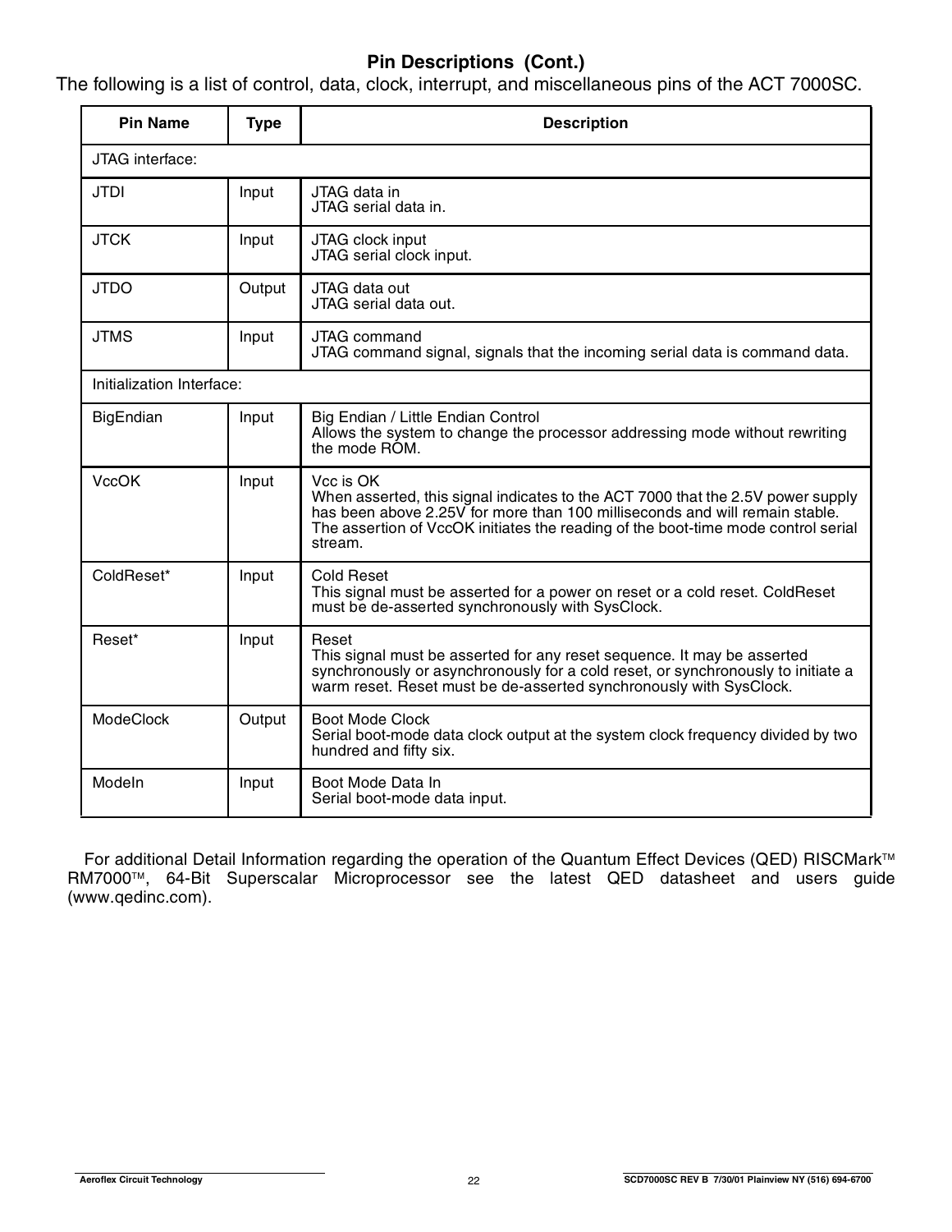## Pin Descriptions (Cont.)

The following is a list of control, data, clock, interrupt, and miscellaneous pins of the ACT 7000SC.

| Pin Name | Type | Description |
|---|---|---|
| JTAG interface: | | |
| JTDI | Input | JTAG data in<br>JTAG serial data in. |
| JTCK | Input | JTAG clock input<br>JTAG serial clock input. |
| JTDO | Output | JTAG data out<br>JTAG serial data out. |
| JTMS | Input | JTAG command<br>JTAG command signal, signals that the incoming serial data is command data. |
| Initialization Interface: | | |
| BigEndian | Input | Big Endian / Little Endian Control<br>Allows the system to change the processor addressing mode without rewriting the mode ROM. |
| VccOK | Input | Vcc is OK<br>When asserted, this signal indicates to the ACT 7000 that the 2.5V power supply has been above 2.25V for more than 100 milliseconds and will remain stable. The assertion of VccOK initiates the reading of the boot-time mode control serial stream. |
| ColdReset* | Input | Cold Reset<br>This signal must be asserted for a power on reset or a cold reset. ColdReset must be de-asserted synchronously with SysClock. |
| Reset* | Input | Reset<br>This signal must be asserted for any reset sequence. It may be asserted synchronously or asynchronously for a cold reset, or synchronously to initiate a warm reset. Reset must be de-asserted synchronously with SysClock. |
| ModeClock | Output | Boot Mode Clock<br>Serial boot-mode data clock output at the system clock frequency divided by two hundred and fifty six. |
| ModeIn | Input | Boot Mode Data In<br>Serial boot-mode data input. |

For additional Detail Information regarding the operation of the Quantum Effect Devices (QED) RISCMark™ RM7000™, 64-Bit Superscalar Microprocessor see the latest QED datasheet and users guide (www.qedinc.com).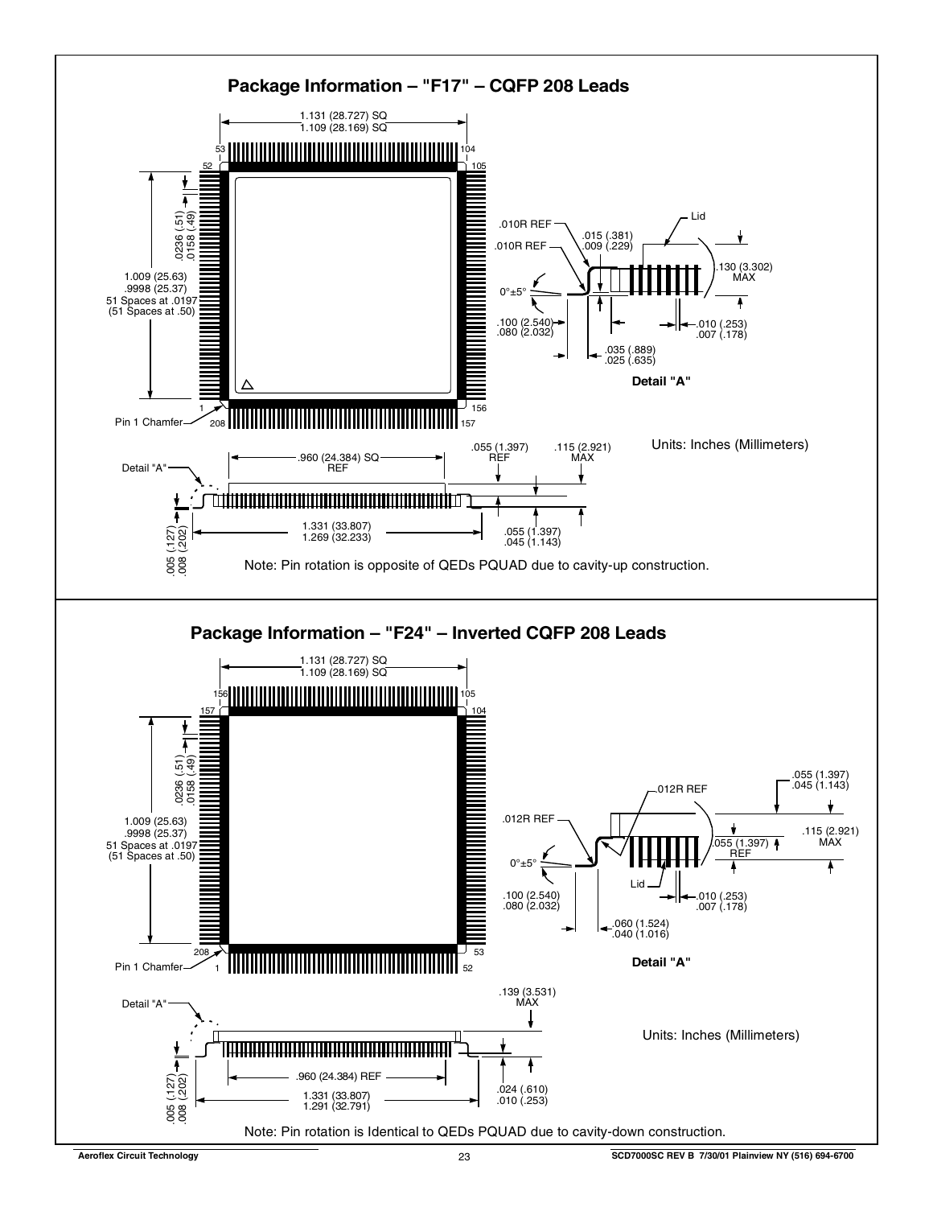## Package Information – "F17" – CQFP 208 Leads

1.131 (28.727) SQ
1.109 (28.169) SQ

53 104
52 105

.0236 (.51)
.0158 (.49)

1.009 (25.63)
.9998 (25.37)
51 Spaces at .0197
(51 Spaces at .50)

1 156
Pin 1 Chamfer 208 157

.010R REF
.010R REF
.015 (.381)
.009 (.229)
Lid
.130 (3.302) MAX
0°±5°
.100 (2.540)
.080 (2.032)
.035 (.889)
.025 (.635)
.010 (.253)
.007 (.178)

**Detail "A"**

Units: Inches (Millimeters)

Detail "A"
.960 (24.384) SQ REF
.055 (1.397) REF
.115 (2.921) MAX
1.331 (33.807)
1.269 (32.233)
.055 (1.397)
.045 (1.143)
.005 (.127)
.008 (.202)

Note: Pin rotation is opposite of QEDs PQUAD due to cavity-up construction.

## Package Information – "F24" – Inverted CQFP 208 Leads

1.131 (28.727) SQ
1.109 (28.169) SQ

156 105
157 104

.0236 (.51)
.0158 (.49)

1.009 (25.63)
.9998 (25.37)
51 Spaces at .0197
(51 Spaces at .50)

208 53
Pin 1 Chamfer 1 52

.055 (1.397)
.045 (1.143)
.012R REF
.012R REF
.115 (2.921) MAX
.055 (1.397) REF
0°±5°
Lid
.100 (2.540)
.080 (2.032)
.010 (.253)
.007 (.178)
.060 (1.524)
.040 (1.016)

**Detail "A"**

Detail "A"
.139 (3.531) MAX

Units: Inches (Millimeters)

.960 (24.384) REF
1.331 (33.807)
1.291 (32.791)
.024 (.610)
.010 (.253)
.005 (.127)
.008 (.202)

Note: Pin rotation is Identical to QEDs PQUAD due to cavity-down construction.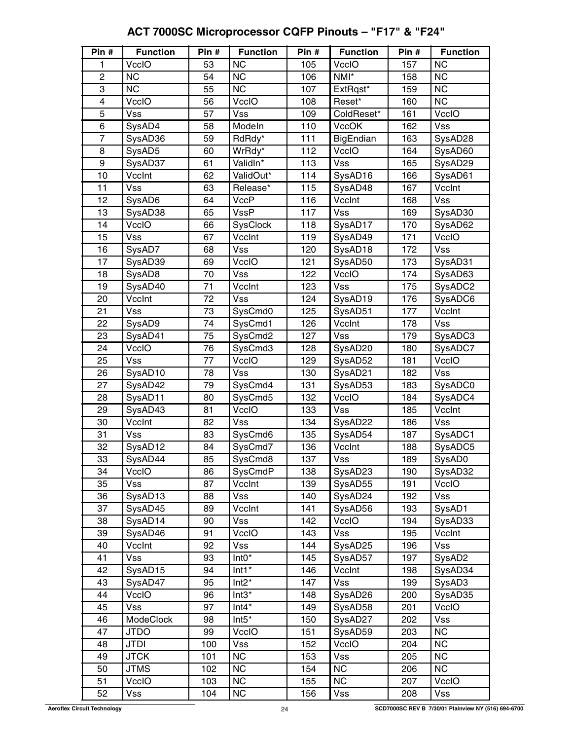# ACT 7000SC Microprocessor CQFP Pinouts – "F17" & "F24"

| Pin # | Function | Pin # | Function | Pin # | Function | Pin # | Function |
|---|---|---|---|---|---|---|---|
| 1 | VccIO | 53 | NC | 105 | VccIO | 157 | NC |
| 2 | NC | 54 | NC | 106 | NMI* | 158 | NC |
| 3 | NC | 55 | NC | 107 | ExtRqst* | 159 | NC |
| 4 | VccIO | 56 | VccIO | 108 | Reset* | 160 | NC |
| 5 | Vss | 57 | Vss | 109 | ColdReset* | 161 | VccIO |
| 6 | SysAD4 | 58 | ModeIn | 110 | VccOK | 162 | Vss |
| 7 | SysAD36 | 59 | RdRdy* | 111 | BigEndian | 163 | SysAD28 |
| 8 | SysAD5 | 60 | WrRdy* | 112 | VccIO | 164 | SysAD60 |
| 9 | SysAD37 | 61 | ValidIn* | 113 | Vss | 165 | SysAD29 |
| 10 | VccInt | 62 | ValidOut* | 114 | SysAD16 | 166 | SysAD61 |
| 11 | Vss | 63 | Release* | 115 | SysAD48 | 167 | VccInt |
| 12 | SysAD6 | 64 | VccP | 116 | VccInt | 168 | Vss |
| 13 | SysAD38 | 65 | VssP | 117 | Vss | 169 | SysAD30 |
| 14 | VccIO | 66 | SysClock | 118 | SysAD17 | 170 | SysAD62 |
| 15 | Vss | 67 | VccInt | 119 | SysAD49 | 171 | VccIO |
| 16 | SysAD7 | 68 | Vss | 120 | SysAD18 | 172 | Vss |
| 17 | SysAD39 | 69 | VccIO | 121 | SysAD50 | 173 | SysAD31 |
| 18 | SysAD8 | 70 | Vss | 122 | VccIO | 174 | SysAD63 |
| 19 | SysAD40 | 71 | VccInt | 123 | Vss | 175 | SysADC2 |
| 20 | VccInt | 72 | Vss | 124 | SysAD19 | 176 | SysADC6 |
| 21 | Vss | 73 | SysCmd0 | 125 | SysAD51 | 177 | VccInt |
| 22 | SysAD9 | 74 | SysCmd1 | 126 | VccInt | 178 | Vss |
| 23 | SysAD41 | 75 | SysCmd2 | 127 | Vss | 179 | SysADC3 |
| 24 | VccIO | 76 | SysCmd3 | 128 | SysAD20 | 180 | SysADC7 |
| 25 | Vss | 77 | VccIO | 129 | SysAD52 | 181 | VccIO |
| 26 | SysAD10 | 78 | Vss | 130 | SysAD21 | 182 | Vss |
| 27 | SysAD42 | 79 | SysCmd4 | 131 | SysAD53 | 183 | SysADC0 |
| 28 | SysAD11 | 80 | SysCmd5 | 132 | VccIO | 184 | SysADC4 |
| 29 | SysAD43 | 81 | VccIO | 133 | Vss | 185 | VccInt |
| 30 | VccInt | 82 | Vss | 134 | SysAD22 | 186 | Vss |
| 31 | Vss | 83 | SysCmd6 | 135 | SysAD54 | 187 | SysADC1 |
| 32 | SysAD12 | 84 | SysCmd7 | 136 | VccInt | 188 | SysADC5 |
| 33 | SysAD44 | 85 | SysCmd8 | 137 | Vss | 189 | SysAD0 |
| 34 | VccIO | 86 | SysCmdP | 138 | SysAD23 | 190 | SysAD32 |
| 35 | Vss | 87 | VccInt | 139 | SysAD55 | 191 | VccIO |
| 36 | SysAD13 | 88 | Vss | 140 | SysAD24 | 192 | Vss |
| 37 | SysAD45 | 89 | VccInt | 141 | SysAD56 | 193 | SysAD1 |
| 38 | SysAD14 | 90 | Vss | 142 | VccIO | 194 | SysAD33 |
| 39 | SysAD46 | 91 | VccIO | 143 | Vss | 195 | VccInt |
| 40 | VccInt | 92 | Vss | 144 | SysAD25 | 196 | Vss |
| 41 | Vss | 93 | Int0* | 145 | SysAD57 | 197 | SysAD2 |
| 42 | SysAD15 | 94 | Int1* | 146 | VccInt | 198 | SysAD34 |
| 43 | SysAD47 | 95 | Int2* | 147 | Vss | 199 | SysAD3 |
| 44 | VccIO | 96 | Int3* | 148 | SysAD26 | 200 | SysAD35 |
| 45 | Vss | 97 | Int4* | 149 | SysAD58 | 201 | VccIO |
| 46 | ModeClock | 98 | Int5* | 150 | SysAD27 | 202 | Vss |
| 47 | JTDO | 99 | VccIO | 151 | SysAD59 | 203 | NC |
| 48 | JTDI | 100 | Vss | 152 | VccIO | 204 | NC |
| 49 | JTCK | 101 | NC | 153 | Vss | 205 | NC |
| 50 | JTMS | 102 | NC | 154 | NC | 206 | NC |
| 51 | VccIO | 103 | NC | 155 | NC | 207 | VccIO |
| 52 | Vss | 104 | NC | 156 | Vss | 208 | Vss |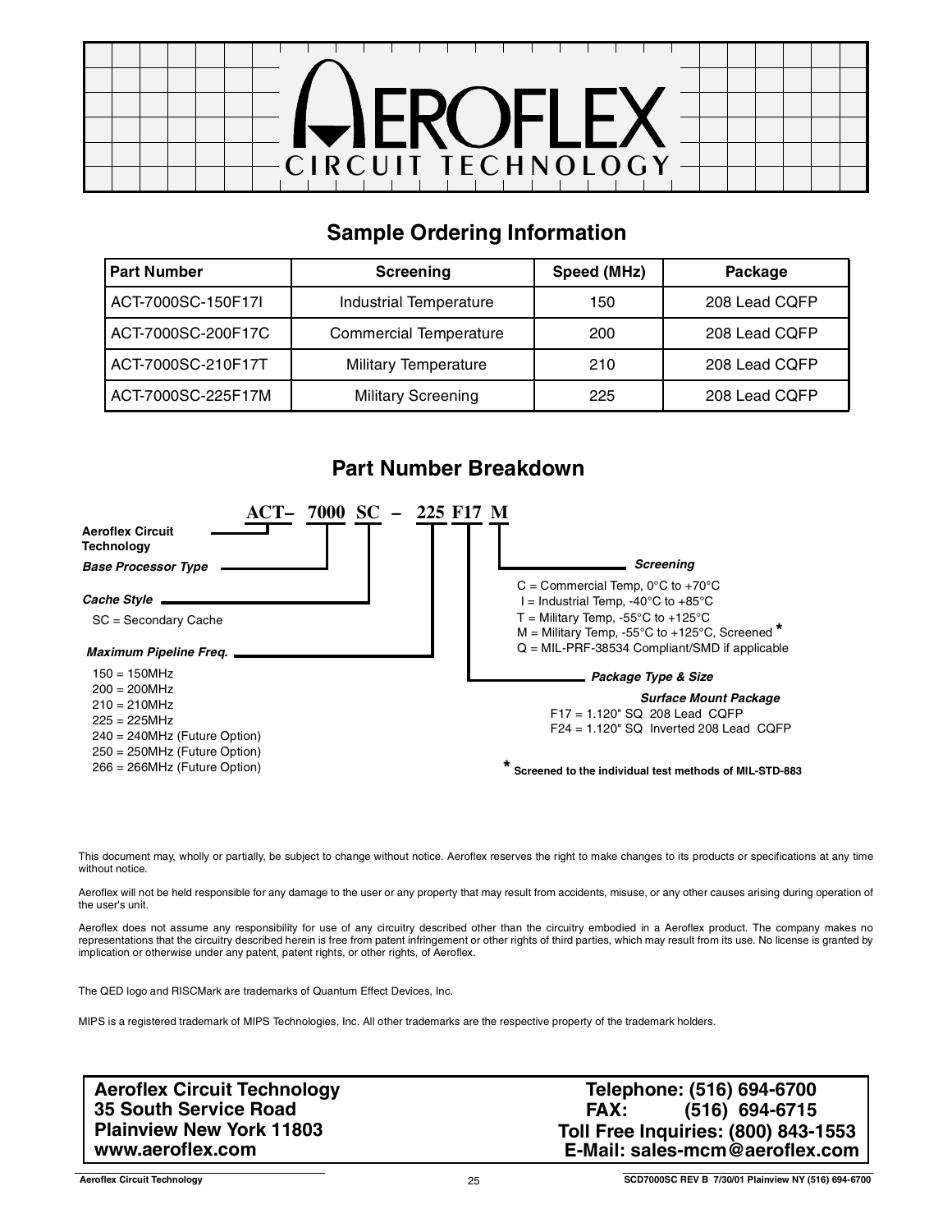## Sample Ordering Information

| Part Number | Screening | Speed (MHz) | Package |
|---|---|---|---|
| ACT-7000SC-150F17I | Industrial Temperature | 150 | 208 Lead CQFP |
| ACT-7000SC-200F17C | Commercial Temperature | 200 | 208 Lead CQFP |
| ACT-7000SC-210F17T | Military Temperature | 210 | 208 Lead CQFP |
| ACT-7000SC-225F17M | Military Screening | 225 | 208 Lead CQFP |

## Part Number Breakdown

**ACT– 7000 SC – 225 F17 M**

**Aeroflex Circuit Technology**

***Base Processor Type***

***Cache Style***

SC = Secondary Cache

***Maximum Pipeline Freq.***

150 = 150MHz
200 = 200MHz
210 = 210MHz
225 = 225MHz
240 = 240MHz (Future Option)
250 = 250MHz (Future Option)
266 = 266MHz (Future Option)

***Screening***

C = Commercial Temp, 0°C to +70°C
I = Industrial Temp, -40°C to +85°C
T = Military Temp, -55°C to +125°C
M = Military Temp, -55°C to +125°C, Screened *
Q = MIL-PRF-38534 Compliant/SMD if applicable

***Package Type & Size***

***Surface Mount Package***

F17 = 1.120" SQ 208 Lead CQFP
F24 = 1.120" SQ Inverted 208 Lead CQFP

**\* Screened to the individual test methods of MIL-STD-883**

This document may, wholly or partially, be subject to change without notice. Aeroflex reserves the right to make changes to its products or specifications at any time without notice.

Aeroflex will not be held responsible for any damage to the user or any property that may result from accidents, misuse, or any other causes arising during operation of the user's unit.

Aeroflex does not assume any responsibility for use of any circuitry described other than the circuitry embodied in a Aeroflex product. The company makes no representations that the circuitry described herein is free from patent infringement or other rights of third parties, which may result from its use. No license is granted by implication or otherwise under any patent, patent rights, or other rights, of Aeroflex.

The QED logo and RISCMark are trademarks of Quantum Effect Devices, Inc.

MIPS is a registered trademark of MIPS Technologies, Inc. All other trademarks are the respective property of the trademark holders.

**Aeroflex Circuit Technology**
**35 South Service Road**
**Plainview New York 11803**
**www.aeroflex.com**

**Telephone: (516) 694-6700**
**FAX: (516) 694-6715**
**Toll Free Inquiries: (800) 843-1553**
**E-Mail: sales-mcm@aeroflex.com**